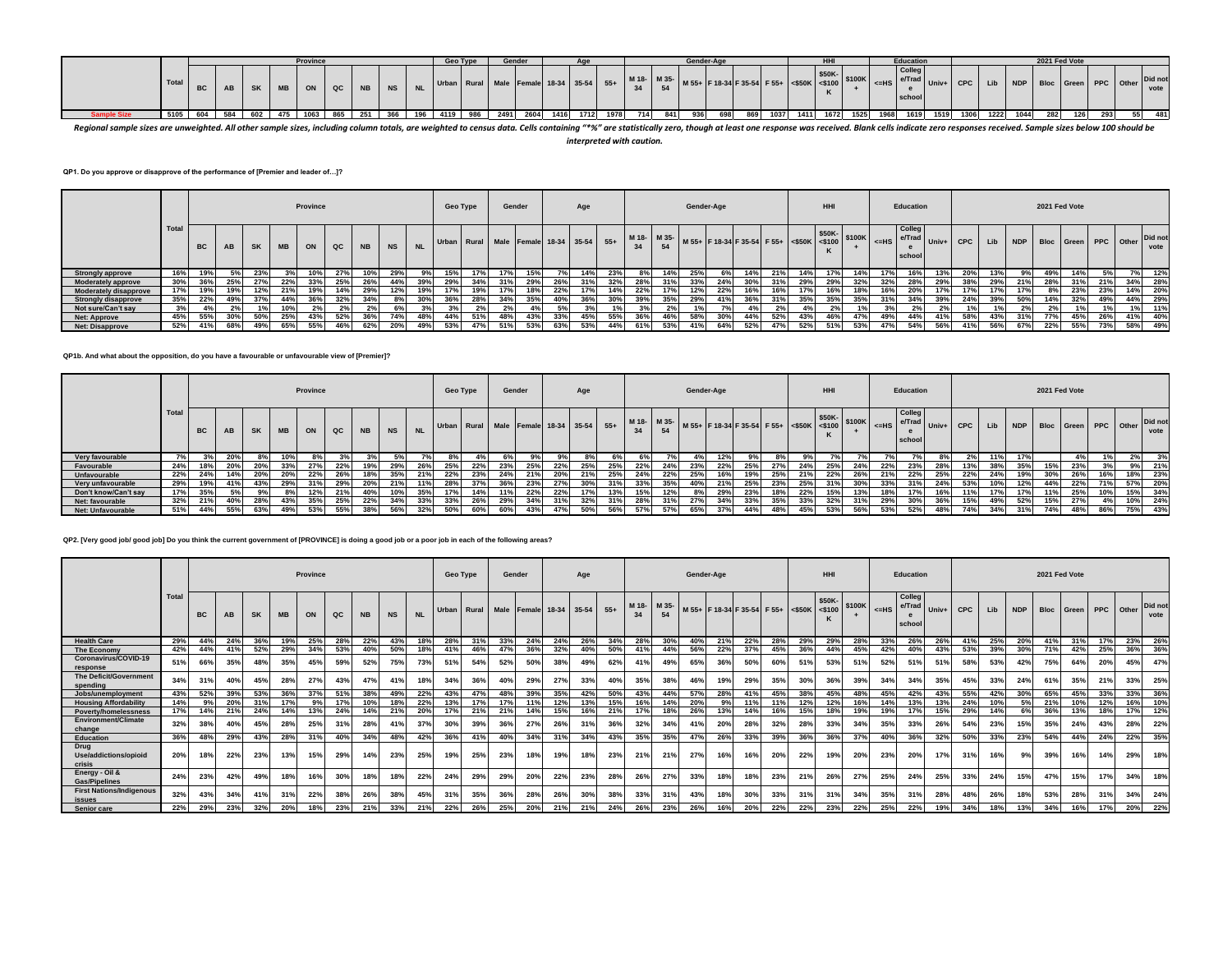| | Total | Province | | | | | | | | | Geo Type | | Gender | | Age | | | Gender-Age | | | | | | HHI | | | Education | | | 2021 Fed Vote | | | | | | | |
|---|---|---|---|---|---|---|---|---|---|---|---|---|---|---|---|---|---|---|---|---|---|---|---|---|---|---|---|---|---|---|---|---|---|---|---|---|---|
| | | BC | AB | SK | MB | ON | QC | NB | NS | NL | Urban | Rural | Male | Female | 18-34 | 35-54 | 55+ | M 18-34 | M 35-54 | M 55+ | F 18-34 | F 35-54 | F 55+ | <$50K | $50K-<$100K | $100K+ | <=HS | College/Trade school | Univ+ | CPC | Lib | NDP | Bloc | Green | PPC | Other | Did not vote |
| Sample Size | 5105 | 604 | 584 | 602 | 475 | 1063 | 865 | 251 | 366 | 196 | 4119 | 986 | 2491 | 2604 | 1416 | 1712 | 1978 | 714 | 841 | 936 | 698 | 869 | 1037 | 1411 | 1672 | 1525 | 1968 | 1619 | 1519 | 1306 | 1222 | 1044 | 282 | 126 | 293 | 55 | 481 |

*Regional sample sizes are unweighted. All other sample sizes, including column totals, are weighted to census data. Cells containing "*%" are statistically zero, though at least one response was received. Blank cells indicate zero responses received. Sample sizes below 100 should be interpreted with caution.*

**QP1. Do you approve or disapprove of the performance of [Premier and leader of…]?**

| | Total | Province | | | | | | | | | Geo Type | | Gender | | Age | | | Gender-Age | | | | | | HHI | | | Education | | | 2021 Fed Vote | | | | | | | |
|---|---|---|---|---|---|---|---|---|---|---|---|---|---|---|---|---|---|---|---|---|---|---|---|---|---|---|---|---|---|---|---|---|---|---|---|---|---|
| | | BC | AB | SK | MB | ON | QC | NB | NS | NL | Urban | Rural | Male | Female | 18-34 | 35-54 | 55+ | M 18-34 | M 35-54 | M 55+ | F 18-34 | F 35-54 | F 55+ | <$50K | $50K-<$100K | $100K+ | <=HS | College/Trade school | Univ+ | CPC | Lib | NDP | Bloc | Green | PPC | Other | Did not vote |
| Strongly approve | 16% | 19% | 5% | 23% | 3% | 10% | 27% | 10% | 29% | 9% | 15% | 17% | 17% | 15% | 7% | 14% | 23% | 8% | 14% | 25% | 6% | 14% | 21% | 14% | 17% | 14% | 17% | 16% | 13% | 20% | 13% | 9% | 49% | 14% | 5% | 7% | 12% |
| Moderately approve | 30% | 36% | 25% | 27% | 22% | 33% | 25% | 26% | 44% | 39% | 29% | 34% | 31% | 29% | 26% | 31% | 32% | 28% | 31% | 33% | 24% | 30% | 31% | 29% | 29% | 32% | 32% | 28% | 29% | 38% | 29% | 21% | 28% | 31% | 21% | 34% | 28% |
| Moderately disapprove | 17% | 19% | 19% | 12% | 21% | 19% | 14% | 29% | 12% | 19% | 17% | 19% | 17% | 18% | 22% | 17% | 14% | 22% | 17% | 12% | 22% | 16% | 16% | 17% | 16% | 18% | 16% | 20% | 17% | 17% | 17% | 17% | 8% | 23% | 23% | 14% | 20% |
| Strongly disapprove | 35% | 22% | 49% | 37% | 44% | 36% | 32% | 34% | 8% | 30% | 36% | 28% | 34% | 35% | 40% | 36% | 30% | 39% | 35% | 29% | 41% | 36% | 31% | 35% | 35% | 35% | 31% | 34% | 39% | 24% | 39% | 50% | 14% | 32% | 49% | 44% | 29% |
| Not sure/Can't say | 3% | 4% | 2% | 1% | 10% | 2% | 2% | 2% | 6% | 3% | 3% | 2% | 2% | 4% | 5% | 3% | 1% | 3% | 2% | 1% | 7% | 4% | 2% | 4% | 2% | 1% | 3% | 2% | 2% | 1% | 1% | 2% | 2% | 1% | 1% | 1% | 11% |
| Net: Approve | 45% | 55% | 30% | 50% | 25% | 43% | 52% | 36% | 74% | 48% | 44% | 51% | 48% | 43% | 33% | 45% | 55% | 36% | 46% | 58% | 30% | 44% | 52% | 43% | 46% | 47% | 49% | 44% | 41% | 58% | 43% | 31% | 77% | 45% | 26% | 41% | 40% |
| Net: Disapprove | 52% | 41% | 68% | 49% | 65% | 55% | 46% | 62% | 20% | 49% | 53% | 47% | 51% | 53% | 63% | 53% | 44% | 61% | 53% | 41% | 64% | 52% | 47% | 52% | 51% | 53% | 47% | 54% | 56% | 41% | 56% | 67% | 22% | 55% | 73% | 58% | 49% |

**QP1b. And what about the opposition, do you have a favourable or unfavourable view of [Premier]?**

| | Total | Province | | | | | | | | | Geo Type | | Gender | | Age | | | Gender-Age | | | | | | HHI | | | Education | | | 2021 Fed Vote | | | | | | | |
|---|---|---|---|---|---|---|---|---|---|---|---|---|---|---|---|---|---|---|---|---|---|---|---|---|---|---|---|---|---|---|---|---|---|---|---|---|---|
| | | BC | AB | SK | MB | ON | QC | NB | NS | NL | Urban | Rural | Male | Female | 18-34 | 35-54 | 55+ | M 18-34 | M 35-54 | M 55+ | F 18-34 | F 35-54 | F 55+ | <$50K | $50K-<$100K | $100K+ | <=HS | College/Trade school | Univ+ | CPC | Lib | NDP | Bloc | Green | PPC | Other | Did not vote |
| Very favourable | 7% | 3% | 20% | 8% | 10% | 8% | 3% | 3% | 5% | 7% | 8% | 4% | 6% | 9% | 9% | 8% | 6% | 6% | 7% | 4% | 12% | 9% | 8% | 9% | 7% | 7% | 7% | 7% | 8% | 2% | 11% | 17% | | 4% | 1% | 2% | 3% |
| Favourable | 24% | 18% | 20% | 20% | 33% | 27% | 22% | 19% | 29% | 26% | 25% | 22% | 23% | 25% | 22% | 25% | 25% | 22% | 24% | 23% | 22% | 25% | 27% | 24% | 25% | 24% | 22% | 23% | 28% | 13% | 38% | 35% | 15% | 23% | 3% | 9% | 21% |
| Unfavourable | 22% | 24% | 14% | 20% | 20% | 22% | 26% | 18% | 35% | 21% | 22% | 23% | 24% | 21% | 20% | 21% | 25% | 24% | 22% | 25% | 16% | 19% | 25% | 21% | 22% | 26% | 21% | 22% | 25% | 22% | 24% | 19% | 30% | 26% | 16% | 18% | 23% |
| Very unfavourable | 29% | 19% | 41% | 43% | 29% | 31% | 29% | 20% | 21% | 11% | 28% | 37% | 36% | 23% | 27% | 30% | 31% | 33% | 35% | 40% | 21% | 25% | 23% | 25% | 31% | 30% | 33% | 31% | 24% | 53% | 10% | 12% | 44% | 22% | 71% | 57% | 20% |
| Don't know/Can't say | 17% | 35% | 5% | 9% | 8% | 12% | 21% | 40% | 10% | 35% | 17% | 14% | 11% | 22% | 22% | 17% | 13% | 15% | 12% | 8% | 29% | 23% | 18% | 22% | 15% | 13% | 18% | 17% | 16% | 11% | 17% | 17% | 11% | 25% | 10% | 15% | 34% |
| Net: favourable | 32% | 21% | 40% | 28% | 43% | 35% | 25% | 22% | 34% | 33% | 33% | 26% | 29% | 34% | 31% | 32% | 31% | 28% | 31% | 27% | 34% | 33% | 35% | 33% | 32% | 31% | 29% | 30% | 36% | 15% | 49% | 52% | 15% | 27% | 4% | 10% | 24% |
| Net: Unfavourable | 51% | 44% | 55% | 63% | 49% | 53% | 55% | 38% | 56% | 32% | 50% | 60% | 60% | 43% | 47% | 50% | 56% | 57% | 57% | 65% | 37% | 44% | 48% | 45% | 53% | 56% | 53% | 52% | 48% | 74% | 34% | 31% | 74% | 48% | 86% | 75% | 43% |

**QP2. [Very good job/ good job] Do you think the current government of [PROVINCE] is doing a good job or a poor job in each of the following areas?**

| | Total | Province | | | | | | | | | Geo Type | | Gender | | Age | | | Gender-Age | | | | | | HHI | | | Education | | | 2021 Fed Vote | | | | | | | |
|---|---|---|---|---|---|---|---|---|---|---|---|---|---|---|---|---|---|---|---|---|---|---|---|---|---|---|---|---|---|---|---|---|---|---|---|---|---|
| | | BC | AB | SK | MB | ON | QC | NB | NS | NL | Urban | Rural | Male | Female | 18-34 | 35-54 | 55+ | M 18-34 | M 35-54 | M 55+ | F 18-34 | F 35-54 | F 55+ | <$50K | $50K-<$100K | $100K+ | <=HS | College/Trade school | Univ+ | CPC | Lib | NDP | Bloc | Green | PPC | Other | Did not vote |
| Health Care | 29% | 44% | 24% | 36% | 19% | 25% | 28% | 22% | 43% | 18% | 28% | 31% | 33% | 24% | 24% | 26% | 34% | 28% | 30% | 40% | 21% | 22% | 28% | 29% | 29% | 28% | 33% | 26% | 26% | 41% | 25% | 20% | 41% | 31% | 17% | 23% | 26% |
| The Economy | 42% | 44% | 41% | 52% | 29% | 34% | 53% | 40% | 50% | 18% | 41% | 46% | 47% | 36% | 32% | 40% | 50% | 41% | 44% | 56% | 22% | 37% | 45% | 36% | 44% | 45% | 42% | 40% | 43% | 53% | 39% | 30% | 71% | 42% | 25% | 36% | 36% |
| Coronavirus/COVID-19 response | 51% | 66% | 35% | 48% | 35% | 45% | 59% | 52% | 75% | 73% | 51% | 54% | 52% | 50% | 38% | 49% | 62% | 41% | 49% | 65% | 36% | 50% | 60% | 51% | 53% | 51% | 52% | 51% | 51% | 58% | 53% | 42% | 75% | 64% | 20% | 45% | 47% |
| The Deficit/Government spending | 34% | 31% | 40% | 45% | 28% | 27% | 43% | 47% | 41% | 18% | 34% | 36% | 40% | 29% | 27% | 33% | 40% | 35% | 38% | 46% | 19% | 29% | 35% | 30% | 36% | 39% | 34% | 34% | 35% | 45% | 33% | 24% | 61% | 35% | 21% | 33% | 25% |
| Jobs/unemployment | 43% | 52% | 39% | 53% | 36% | 37% | 51% | 38% | 49% | 22% | 43% | 47% | 48% | 39% | 35% | 42% | 50% | 43% | 44% | 57% | 28% | 41% | 45% | 38% | 45% | 48% | 45% | 42% | 43% | 55% | 42% | 30% | 65% | 45% | 33% | 33% | 36% |
| Housing Affordability | 14% | 9% | 20% | 31% | 17% | 9% | 17% | 10% | 18% | 22% | 13% | 17% | 17% | 11% | 12% | 13% | 15% | 16% | 14% | 20% | 9% | 11% | 11% | 12% | 12% | 16% | 14% | 13% | 13% | 24% | 10% | 5% | 21% | 10% | 12% | 16% | 10% |
| Poverty/homelessness | 17% | 14% | 21% | 24% | 14% | 13% | 24% | 14% | 21% | 20% | 17% | 21% | 21% | 14% | 15% | 16% | 21% | 17% | 18% | 26% | 13% | 14% | 16% | 15% | 18% | 19% | 19% | 17% | 15% | 29% | 14% | 6% | 36% | 13% | 18% | 17% | 12% |
| Environment/Climate change | 32% | 38% | 40% | 45% | 28% | 25% | 31% | 28% | 41% | 37% | 30% | 39% | 36% | 27% | 26% | 31% | 36% | 32% | 34% | 41% | 20% | 28% | 32% | 28% | 33% | 34% | 35% | 33% | 26% | 54% | 23% | 15% | 35% | 24% | 43% | 28% | 22% |
| Education | 36% | 48% | 29% | 43% | 28% | 31% | 40% | 34% | 48% | 42% | 36% | 41% | 40% | 34% | 31% | 34% | 43% | 35% | 35% | 47% | 26% | 33% | 39% | 36% | 36% | 37% | 40% | 36% | 32% | 50% | 33% | 23% | 54% | 44% | 24% | 22% | 35% |
| Drug Use/addictions/opioid crisis | 20% | 18% | 22% | 23% | 13% | 15% | 29% | 14% | 23% | 25% | 19% | 25% | 23% | 18% | 19% | 18% | 23% | 21% | 21% | 27% | 16% | 16% | 20% | 22% | 19% | 20% | 23% | 20% | 17% | 31% | 16% | 9% | 39% | 16% | 14% | 29% | 18% |
| Energy - Oil & Gas/Pipelines | 24% | 23% | 42% | 49% | 18% | 16% | 30% | 18% | 18% | 22% | 24% | 29% | 29% | 20% | 22% | 23% | 28% | 26% | 27% | 33% | 18% | 18% | 23% | 21% | 26% | 27% | 25% | 24% | 25% | 33% | 24% | 15% | 47% | 15% | 17% | 34% | 18% |
| First Nations/Indigenous issues | 32% | 43% | 34% | 41% | 31% | 22% | 38% | 26% | 38% | 45% | 31% | 35% | 36% | 28% | 26% | 30% | 38% | 33% | 31% | 43% | 18% | 30% | 33% | 31% | 31% | 34% | 35% | 31% | 28% | 48% | 26% | 18% | 53% | 28% | 31% | 34% | 24% |
| Senior care | 22% | 29% | 23% | 32% | 20% | 18% | 23% | 21% | 33% | 21% | 22% | 26% | 25% | 20% | 21% | 21% | 24% | 26% | 23% | 26% | 16% | 20% | 22% | 22% | 23% | 22% | 25% | 22% | 19% | 34% | 18% | 13% | 34% | 16% | 17% | 20% | 22% |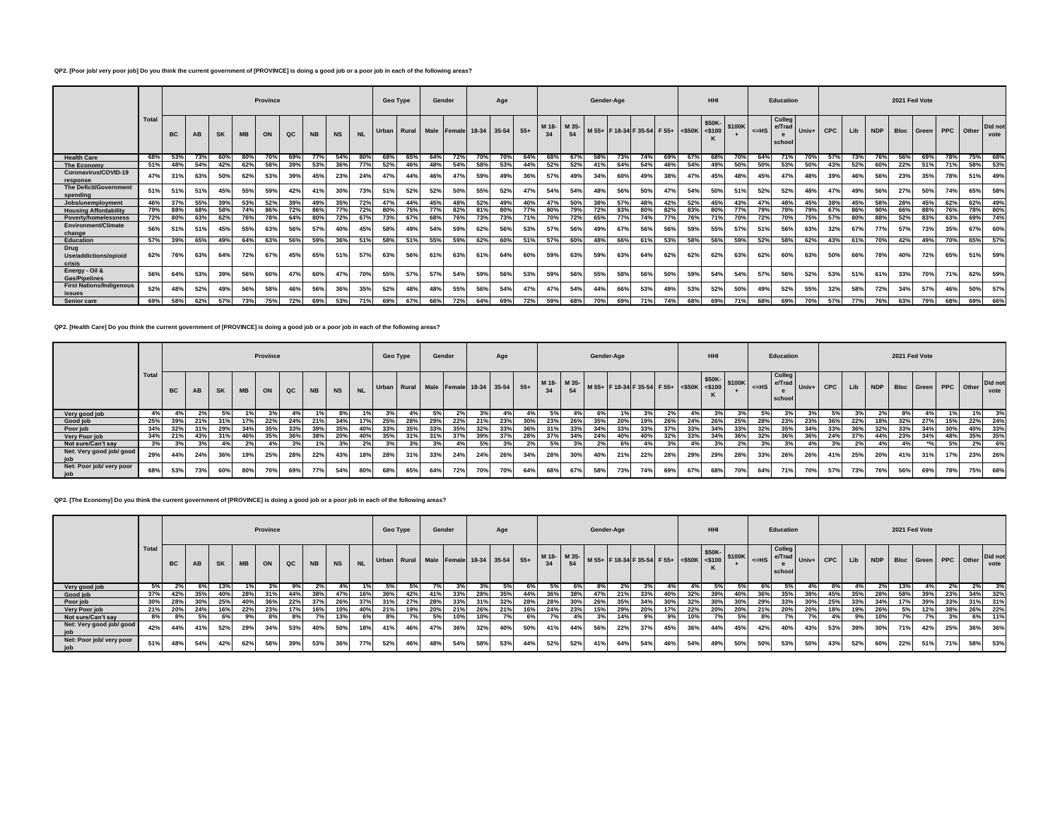**QP2. [Poor job/ very poor job] Do you think the current government of [PROVINCE] is doing a good job or a poor job in each of the following areas?**

| | Total | Province | | | | | | | | | | Geo Type | | Gender | | Age | | | Gender-Age | | | | | | HHI | | | Education | | | 2021 Fed Vote | | | | | | | |
|---|---|---|---|---|---|---|---|---|---|---|---|---|---|---|---|---|---|---|---|---|---|---|---|---|---|---|---|---|---|---|---|---|---|---|---|---|---|---|
| | | BC | AB | SK | MB | ON | QC | NB | NS | NL | Urban | Rural | Male | Female | 18-34 | 35-54 | 55+ | M 18-34 | M 35-54 | M 55+ | F 18-34 | F 35-54 | F 55+ | <$50K | $50K-<$100K | $100K+ | <=HS | College/Trade school | Univ+ | CPC | Lib | NDP | Bloc | Green | PPC | Other | Did not vote |
| Health Care | 68% | 53% | 73% | 60% | 80% | 70% | 69% | 77% | 54% | 80% | 68% | 65% | 64% | 72% | 70% | 70% | 64% | 68% | 67% | 58% | 73% | 74% | 69% | 67% | 68% | 70% | 64% | 71% | 70% | 57% | 73% | 76% | 56% | 69% | 78% | 75% | 68% |
| The Economy | 51% | 48% | 54% | 42% | 62% | 58% | 39% | 53% | 36% | 77% | 52% | 46% | 48% | 54% | 58% | 53% | 44% | 52% | 52% | 41% | 64% | 54% | 46% | 54% | 49% | 50% | 50% | 53% | 50% | 43% | 52% | 60% | 22% | 51% | 71% | 58% | 53% |
| Coronavirus/COVID-19 response | 47% | 31% | 63% | 50% | 62% | 53% | 39% | 45% | 23% | 24% | 47% | 44% | 46% | 47% | 59% | 49% | 36% | 57% | 49% | 34% | 60% | 49% | 38% | 47% | 45% | 48% | 45% | 47% | 48% | 39% | 46% | 56% | 23% | 35% | 78% | 51% | 49% |
| The Deficit/Government spending | 51% | 51% | 51% | 45% | 55% | 59% | 42% | 41% | 30% | 73% | 51% | 52% | 52% | 50% | 55% | 52% | 47% | 54% | 54% | 48% | 56% | 50% | 47% | 54% | 50% | 51% | 52% | 52% | 48% | 47% | 49% | 56% | 27% | 50% | 74% | 65% | 58% |
| Jobs/unemployment | 46% | 37% | 55% | 39% | 53% | 52% | 39% | 49% | 35% | 72% | 47% | 44% | 45% | 48% | 52% | 49% | 40% | 47% | 50% | 38% | 57% | 48% | 42% | 52% | 45% | 43% | 47% | 48% | 45% | 38% | 45% | 58% | 28% | 45% | 62% | 62% | 49% |
| Housing Affordability | 79% | 88% | 68% | 58% | 74% | 86% | 72% | 86% | 77% | 72% | 80% | 75% | 77% | 82% | 81% | 80% | 77% | 80% | 79% | 72% | 83% | 80% | 82% | 83% | 80% | 77% | 79% | 79% | 79% | 67% | 86% | 90% | 66% | 88% | 76% | 78% | 80% |
| Poverty/homelessness | 72% | 80% | 63% | 62% | 76% | 78% | 64% | 80% | 72% | 67% | 73% | 67% | 68% | 76% | 73% | 73% | 71% | 70% | 72% | 65% | 77% | 74% | 77% | 76% | 71% | 70% | 72% | 70% | 75% | 57% | 80% | 88% | 52% | 83% | 63% | 69% | 74% |
| Environment/Climate change | 56% | 51% | 51% | 45% | 55% | 63% | 56% | 57% | 40% | 45% | 58% | 49% | 54% | 59% | 62% | 56% | 53% | 57% | 56% | 49% | 67% | 56% | 56% | 59% | 55% | 57% | 51% | 56% | 63% | 32% | 67% | 77% | 57% | 73% | 35% | 67% | 60% |
| Education | 57% | 39% | 65% | 49% | 64% | 63% | 56% | 59% | 36% | 51% | 58% | 51% | 55% | 59% | 62% | 60% | 51% | 57% | 60% | 48% | 66% | 61% | 53% | 58% | 56% | 59% | 52% | 58% | 62% | 43% | 61% | 70% | 42% | 49% | 70% | 65% | 57% |
| Drug Use/addictions/opioid crisis | 62% | 76% | 63% | 64% | 72% | 67% | 45% | 65% | 51% | 57% | 63% | 56% | 61% | 63% | 61% | 64% | 60% | 59% | 63% | 59% | 63% | 64% | 62% | 62% | 62% | 63% | 62% | 60% | 63% | 50% | 66% | 78% | 40% | 72% | 65% | 51% | 59% |
| Energy - Oil & Gas/Pipelines | 56% | 64% | 53% | 39% | 56% | 60% | 47% | 60% | 47% | 70% | 55% | 57% | 57% | 54% | 59% | 56% | 53% | 59% | 56% | 55% | 58% | 56% | 50% | 59% | 54% | 54% | 57% | 56% | 52% | 53% | 51% | 61% | 33% | 70% | 71% | 62% | 59% |
| First Nations/Indigenous issues | 52% | 48% | 52% | 49% | 56% | 58% | 46% | 56% | 36% | 35% | 52% | 48% | 48% | 55% | 56% | 54% | 47% | 47% | 54% | 44% | 66% | 53% | 49% | 53% | 52% | 50% | 49% | 52% | 55% | 32% | 58% | 72% | 34% | 57% | 46% | 50% | 57% |
| Senior care | 69% | 58% | 62% | 57% | 73% | 75% | 72% | 69% | 53% | 71% | 69% | 67% | 66% | 72% | 64% | 69% | 72% | 59% | 68% | 70% | 69% | 71% | 74% | 68% | 69% | 71% | 68% | 69% | 70% | 57% | 77% | 76% | 63% | 79% | 68% | 69% | 66% |

**QP2. [Health Care] Do you think the current government of [PROVINCE] is doing a good job or a poor job in each of the following areas?**

| | Total | Province | | | | | | | | | | Geo Type | | Gender | | Age | | | Gender-Age | | | | | | HHI | | | Education | | | 2021 Fed Vote | | | | | | | |
|---|---|---|---|---|---|---|---|---|---|---|---|---|---|---|---|---|---|---|---|---|---|---|---|---|---|---|---|---|---|---|---|---|---|---|---|---|---|---|
| | | BC | AB | SK | MB | ON | QC | NB | NS | NL | Urban | Rural | Male | Female | 18-34 | 35-54 | 55+ | M 18-34 | M 35-54 | M 55+ | F 18-34 | F 35-54 | F 55+ | <$50K | $50K-<$100K | $100K+ | <=HS | College/Trade school | Univ+ | CPC | Lib | NDP | Bloc | Green | PPC | Other | Did not vote |
| Very good job | 4% | 4% | 2% | 5% | 1% | 3% | 4% | 1% | 8% | 1% | 3% | 4% | 5% | 2% | 3% | 4% | 4% | 5% | 4% | 6% | 1% | 3% | 2% | 4% | 3% | 3% | 5% | 3% | 3% | 5% | 3% | 2% | 8% | 4% | 1% | 1% | 3% |
| Good job | 25% | 39% | 21% | 31% | 17% | 22% | 24% | 21% | 34% | 17% | 25% | 28% | 29% | 22% | 21% | 23% | 30% | 23% | 26% | 35% | 20% | 19% | 26% | 24% | 26% | 25% | 28% | 23% | 23% | 36% | 22% | 18% | 32% | 27% | 15% | 22% | 24% |
| Poor job | 34% | 32% | 31% | 29% | 34% | 35% | 33% | 39% | 35% | 40% | 33% | 35% | 33% | 35% | 32% | 33% | 36% | 31% | 33% | 34% | 33% | 33% | 37% | 33% | 34% | 33% | 32% | 35% | 34% | 33% | 36% | 32% | 33% | 34% | 30% | 40% | 33% |
| Very Poor job | 34% | 21% | 43% | 31% | 46% | 35% | 36% | 38% | 20% | 40% | 35% | 31% | 31% | 37% | 39% | 37% | 28% | 37% | 34% | 24% | 40% | 40% | 32% | 33% | 34% | 36% | 32% | 36% | 36% | 24% | 37% | 44% | 23% | 34% | 48% | 35% | 35% |
| Not sure/Can't say | 3% | 3% | 3% | 4% | 2% | 4% | 3% | 1% | 3% | 2% | 3% | 3% | 3% | 4% | 5% | 3% | 2% | 5% | 3% | 2% | 6% | 4% | 3% | 4% | 3% | 2% | 3% | 3% | 4% | 3% | 2% | 4% | 4% | *% | 5% | 2% | 6% |
| Net: Very good job/ good job | 29% | 44% | 24% | 36% | 19% | 25% | 28% | 22% | 43% | 18% | 28% | 31% | 33% | 24% | 24% | 26% | 34% | 28% | 30% | 40% | 21% | 22% | 28% | 29% | 29% | 28% | 33% | 26% | 26% | 41% | 25% | 20% | 41% | 31% | 17% | 23% | 26% |
| Net: Poor job/ very poor job | 68% | 53% | 73% | 60% | 80% | 70% | 69% | 77% | 54% | 80% | 68% | 65% | 64% | 72% | 70% | 70% | 64% | 68% | 67% | 58% | 73% | 74% | 69% | 67% | 68% | 70% | 64% | 71% | 70% | 57% | 73% | 76% | 56% | 69% | 78% | 75% | 68% |

**QP2. [The Economy] Do you think the current government of [PROVINCE] is doing a good job or a poor job in each of the following areas?**

| | Total | Province | | | | | | | | | | Geo Type | | Gender | | Age | | | Gender-Age | | | | | | HHI | | | Education | | | 2021 Fed Vote | | | | | | | |
|---|---|---|---|---|---|---|---|---|---|---|---|---|---|---|---|---|---|---|---|---|---|---|---|---|---|---|---|---|---|---|---|---|---|---|---|---|---|---|
| | | BC | AB | SK | MB | ON | QC | NB | NS | NL | Urban | Rural | Male | Female | 18-34 | 35-54 | 55+ | M 18-34 | M 35-54 | M 55+ | F 18-34 | F 35-54 | F 55+ | <$50K | $50K-<$100K | $100K+ | <=HS | College/Trade school | Univ+ | CPC | Lib | NDP | Bloc | Green | PPC | Other | Did not vote |
| Very good job | 5% | 2% | 6% | 13% | 1% | 3% | 9% | 2% | 4% | 1% | 5% | 5% | 7% | 3% | 3% | 5% | 6% | 5% | 6% | 8% | 2% | 3% | 4% | 4% | 5% | 5% | 6% | 5% | 4% | 8% | 4% | 2% | 13% | 4% | 2% | 2% | 3% |
| Good job | 37% | 42% | 35% | 40% | 28% | 31% | 44% | 38% | 47% | 16% | 36% | 42% | 41% | 33% | 28% | 35% | 44% | 36% | 38% | 47% | 21% | 33% | 40% | 32% | 39% | 40% | 36% | 35% | 38% | 45% | 35% | 28% | 58% | 39% | 23% | 34% | 32% |
| Poor job | 30% | 28% | 30% | 25% | 40% | 36% | 22% | 37% | 26% | 37% | 31% | 27% | 28% | 33% | 31% | 32% | 28% | 28% | 30% | 26% | 35% | 34% | 30% | 32% | 30% | 30% | 29% | 33% | 30% | 25% | 33% | 34% | 17% | 39% | 33% | 31% | 31% |
| Very Poor job | 21% | 20% | 24% | 16% | 22% | 23% | 17% | 16% | 10% | 40% | 21% | 19% | 20% | 21% | 26% | 21% | 16% | 24% | 23% | 15% | 29% | 20% | 17% | 22% | 20% | 20% | 21% | 20% | 20% | 18% | 19% | 26% | 5% | 12% | 38% | 26% | 22% |
| Not sure/Can't say | 8% | 8% | 5% | 6% | 9% | 8% | 8% | 7% | 13% | 6% | 8% | 7% | 5% | 10% | 10% | 7% | 6% | 7% | 4% | 3% | 14% | 9% | 9% | 10% | 7% | 5% | 8% | 7% | 7% | 4% | 9% | 10% | 7% | 7% | 3% | 6% | 11% |
| Net: Very good job/ good job | 42% | 44% | 41% | 52% | 29% | 34% | 53% | 40% | 50% | 18% | 41% | 46% | 47% | 36% | 32% | 40% | 50% | 41% | 44% | 56% | 22% | 37% | 45% | 36% | 44% | 45% | 42% | 40% | 43% | 53% | 39% | 30% | 71% | 42% | 25% | 36% | 36% |
| Net: Poor job/ very poor job | 51% | 48% | 54% | 42% | 62% | 58% | 39% | 53% | 36% | 77% | 52% | 46% | 48% | 54% | 58% | 53% | 44% | 52% | 52% | 41% | 64% | 54% | 46% | 54% | 49% | 50% | 50% | 53% | 50% | 43% | 52% | 60% | 22% | 51% | 71% | 58% | 53% |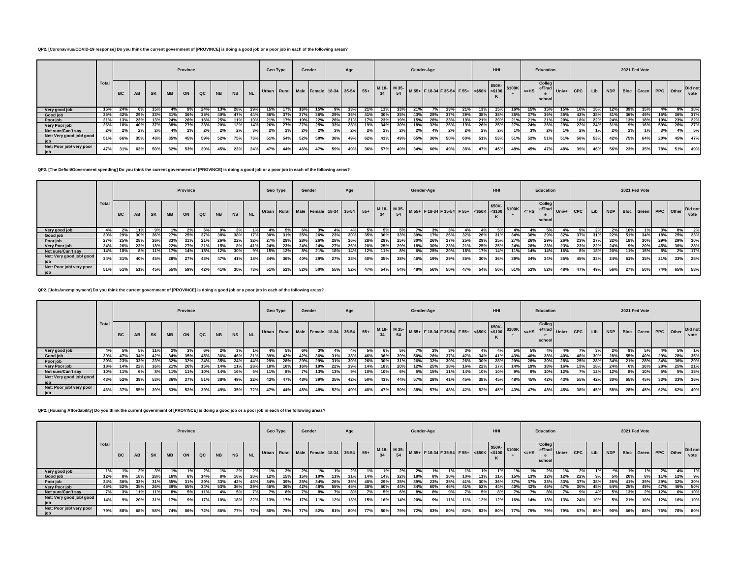QP2. [Coronavirus/COVID-19 response] Do you think the current government of [PROVINCE] is doing a good job or a poor job in each of the following areas?

| | Total | Province | | | | | | | | | Geo Type | | Gender | | Age | | | Gender-Age | | | | | | HHI | | | Education | | | 2021 Fed Vote | | | | | | | |
|---|---|---|---|---|---|---|---|---|---|---|---|---|---|---|---|---|---|---|---|---|---|---|---|---|---|---|---|---|---|---|---|---|---|---|---|---|---|
| | | BC | AB | SK | MB | ON | QC | NB | NS | NL | Urban | Rural | Male | Female | 18-34 | 35-54 | 55+ | M 18-34 | M 35-54 | M 55+ | F 18-34 | F 35-54 | F 55+ | <$50K | $50K-<$100K | $100K+ | <=HS | College/Trade school | Univ+ | CPC | Lib | NDP | Bloc | Green | PPC | Other | Did not vote |
| Very good job | 15% | 24% | 6% | 15% | 4% | 9% | 24% | 13% | 28% | 29% | 15% | 17% | 16% | 15% | 9% | 13% | 21% | 11% | 13% | 21% | 7% | 13% | 21% | 13% | 15% | 16% | 15% | 15% | 15% | 16% | 16% | 12% | 39% | 15% | 4% | 9% | 10% |
| Good job | 36% | 42% | 29% | 33% | 31% | 36% | 35% | 40% | 47% | 44% | 36% | 37% | 37% | 36% | 29% | 36% | 41% | 30% | 35% | 43% | 29% | 37% | 39% | 38% | 38% | 35% | 37% | 36% | 35% | 42% | 38% | 31% | 36% | 49% | 15% | 36% | 37% |
| Poor job | 21% | 13% | 23% | 13% | 24% | 26% | 16% | 25% | 11% | 10% | 21% | 17% | 19% | 22% | 26% | 21% | 17% | 23% | 19% | 15% | 28% | 23% | 19% | 21% | 20% | 21% | 21% | 21% | 20% | 18% | 22% | 24% | 13% | 18% | 19% | 23% | 22% |
| Very Poor job | 26% | 18% | 40% | 37% | 38% | 27% | 23% | 20% | 12% | 14% | 26% | 27% | 27% | 25% | 33% | 28% | 19% | 34% | 30% | 18% | 32% | 26% | 19% | 26% | 25% | 27% | 24% | 26% | 29% | 22% | 24% | 31% | 9% | 16% | 59% | 28% | 27% |
| Not sure/Can't say | 2% | 2% | 2% | 2% | 4% | 2% | 2% | 2% | 2% | 3% | 2% | 2% | 2% | 2% | 3% | 2% | 2% | 2% | 2% | 2% | 4% | 2% | 2% | 2% | 2% | 1% | 3% | 2% | 1% | 2% | 1% | 2% | 2% | 1% | 3% | 4% | 5% |
| Net: Very good job/ good job | 51% | 66% | 35% | 48% | 35% | 45% | 59% | 52% | 75% | 73% | 51% | 54% | 52% | 50% | 38% | 49% | 62% | 41% | 49% | 65% | 36% | 50% | 60% | 51% | 53% | 51% | 52% | 51% | 51% | 58% | 53% | 42% | 75% | 64% | 20% | 45% | 47% |
| Net: Poor job/ very poor job | 47% | 31% | 63% | 50% | 62% | 53% | 39% | 45% | 23% | 24% | 47% | 44% | 46% | 47% | 59% | 49% | 36% | 57% | 49% | 34% | 60% | 49% | 38% | 47% | 45% | 48% | 45% | 47% | 48% | 39% | 46% | 56% | 23% | 35% | 78% | 51% | 49% |

QP2. [The Deficit/Government spending] Do you think the current government of [PROVINCE] is doing a good job or a poor job in each of the following areas?

| | Total | Province | | | | | | | | | Geo Type | | Gender | | Age | | | Gender-Age | | | | | | HHI | | | Education | | | 2021 Fed Vote | | | | | | | |
|---|---|---|---|---|---|---|---|---|---|---|---|---|---|---|---|---|---|---|---|---|---|---|---|---|---|---|---|---|---|---|---|---|---|---|---|---|---|
| | | BC | AB | SK | MB | ON | QC | NB | NS | NL | Urban | Rural | Male | Female | 18-34 | 35-54 | 55+ | M 18-34 | M 35-54 | M 55+ | F 18-34 | F 35-54 | F 55+ | <$50K | $50K-<$100K | $100K+ | <=HS | College/Trade school | Univ+ | CPC | Lib | NDP | Bloc | Green | PPC | Other | Did not vote |
| Very good job | 4% | 2% | 11% | 9% | 1% | 2% | 6% | 9% | 3% | 1% | 4% | 5% | 6% | 3% | 4% | 4% | 5% | 5% | 5% | 7% | 3% | 3% | 4% | 4% | 5% | 4% | 4% | 5% | 4% | 9% | 2% | 2% | 10% | 1% | 3% | 8% | 2% |
| Good job | 30% | 29% | 30% | 36% | 27% | 25% | 37% | 38% | 38% | 17% | 30% | 31% | 35% | 26% | 23% | 30% | 35% | 30% | 33% | 39% | 17% | 26% | 32% | 26% | 31% | 34% | 30% | 29% | 32% | 37% | 31% | 22% | 51% | 34% | 18% | 25% | 23% |
| Poor job | 27% | 25% | 28% | 26% | 33% | 31% | 21% | 26% | 22% | 32% | 27% | 29% | 28% | 26% | 28% | 26% | 28% | 29% | 25% | 30% | 26% | 27% | 25% | 29% | 25% | 27% | 26% | 29% | 26% | 23% | 27% | 32% | 18% | 30% | 29% | 29% | 30% |
| Very Poor job | 24% | 26% | 23% | 18% | 22% | 27% | 21% | 15% | 8% | 41% | 24% | 23% | 24% | 24% | 27% | 26% | 20% | 25% | 29% | 18% | 30% | 23% | 21% | 25% | 25% | 24% | 26% | 23% | 23% | 23% | 22% | 24% | 9% | 20% | 45% | 36% | 28% |
| Not sure/Can't say | 14% | 18% | 8% | 11% | 17% | 14% | 15% | 12% | 30% | 9% | 15% | 12% | 8% | 21% | 18% | 14% | 12% | 11% | 8% | 6% | 25% | 20% | 18% | 17% | 14% | 11% | 14% | 14% | 16% | 8% | 18% | 20% | 11% | 15% | 5% | 2% | 17% |
| Net: Very good job/ good job | 34% | 31% | 40% | 45% | 28% | 27% | 43% | 47% | 41% | 18% | 34% | 36% | 40% | 29% | 27% | 33% | 40% | 35% | 38% | 46% | 19% | 29% | 35% | 30% | 36% | 39% | 34% | 34% | 35% | 45% | 33% | 24% | 61% | 35% | 21% | 33% | 25% |
| Net: Poor job/ very poor job | 51% | 51% | 51% | 45% | 55% | 59% | 42% | 41% | 30% | 73% | 51% | 52% | 52% | 50% | 55% | 52% | 47% | 54% | 54% | 48% | 56% | 50% | 47% | 54% | 50% | 51% | 52% | 52% | 48% | 47% | 49% | 56% | 27% | 50% | 74% | 65% | 58% |

QP2. [Jobs/unemployment] Do you think the current government of [PROVINCE] is doing a good job or a poor job in each of the following areas?

| | Total | Province | | | | | | | | | Geo Type | | Gender | | Age | | | Gender-Age | | | | | | HHI | | | Education | | | 2021 Fed Vote | | | | | | | |
|---|---|---|---|---|---|---|---|---|---|---|---|---|---|---|---|---|---|---|---|---|---|---|---|---|---|---|---|---|---|---|---|---|---|---|---|---|---|
| | | BC | AB | SK | MB | ON | QC | NB | NS | NL | Urban | Rural | Male | Female | 18-34 | 35-54 | 55+ | M 18-34 | M 35-54 | M 55+ | F 18-34 | F 35-54 | F 55+ | <$50K | $50K-<$100K | $100K+ | <=HS | College/Trade school | Univ+ | CPC | Lib | NDP | Bloc | Green | PPC | Other | Did not vote |
| Very good job | 4% | 5% | 5% | 11% | 2% | 3% | 6% | 2% | 3% | 1% | 4% | 5% | 6% | 3% | 4% | 4% | 5% | 6% | 5% | 7% | 2% | 3% | 3% | 4% | 4% | 5% | 5% | 4% | 4% | 7% | 3% | 2% | 9% | 5% | 4% | 5% | 1% |
| Good job | 39% | 47% | 34% | 42% | 34% | 35% | 45% | 36% | 46% | 21% | 39% | 42% | 42% | 36% | 31% | 38% | 46% | 36% | 39% | 50% | 26% | 37% | 42% | 34% | 41% | 43% | 40% | 38% | 40% | 48% | 39% | 28% | 55% | 40% | 29% | 28% | 35% |
| Poor job | 29% | 23% | 33% | 23% | 32% | 32% | 24% | 35% | 24% | 44% | 29% | 28% | 29% | 29% | 31% | 30% | 26% | 30% | 31% | 26% | 32% | 30% | 26% | 30% | 28% | 29% | 28% | 30% | 28% | 25% | 28% | 34% | 21% | 28% | 34% | 36% | 29% |
| Very Poor job | 18% | 14% | 22% | 16% | 21% | 20% | 15% | 14% | 11% | 28% | 18% | 16% | 16% | 19% | 22% | 19% | 14% | 18% | 20% | 12% | 25% | 18% | 16% | 22% | 17% | 14% | 19% | 18% | 16% | 13% | 18% | 24% | 6% | 16% | 28% | 25% | 21% |
| Not sure/Can't say | 10% | 11% | 6% | 8% | 11% | 11% | 10% | 14% | 16% | 5% | 11% | 8% | 7% | 13% | 13% | 9% | 10% | 10% | 6% | 5% | 15% | 11% | 14% | 10% | 10% | 9% | 9% | 10% | 12% | 7% | 12% | 12% | 8% | 10% | 5% | 5% | 15% |
| Net: Very good job/ good job | 43% | 52% | 39% | 53% | 36% | 37% | 51% | 38% | 49% | 22% | 43% | 47% | 48% | 39% | 35% | 42% | 50% | 43% | 44% | 57% | 28% | 41% | 45% | 38% | 45% | 48% | 45% | 42% | 43% | 55% | 42% | 30% | 65% | 45% | 33% | 33% | 36% |
| Net: Poor job/ very poor job | 46% | 37% | 55% | 39% | 53% | 52% | 39% | 49% | 35% | 72% | 47% | 44% | 45% | 48% | 52% | 49% | 40% | 47% | 50% | 38% | 57% | 48% | 42% | 52% | 45% | 43% | 47% | 48% | 45% | 38% | 45% | 58% | 28% | 45% | 62% | 62% | 49% |

QP2. [Housing Affordability] Do you think the current government of [PROVINCE] is doing a good job or a poor job in each of the following areas?

| | Total | Province | | | | | | | | | Geo Type | | Gender | | Age | | | Gender-Age | | | | | | HHI | | | Education | | | 2021 Fed Vote | | | | | | | |
|---|---|---|---|---|---|---|---|---|---|---|---|---|---|---|---|---|---|---|---|---|---|---|---|---|---|---|---|---|---|---|---|---|---|---|---|---|---|
| | | BC | AB | SK | MB | ON | QC | NB | NS | NL | Urban | Rural | Male | Female | 18-34 | 35-54 | 55+ | M 18-34 | M 35-54 | M 55+ | F 18-34 | F 35-54 | F 55+ | <$50K | $50K-<$100K | $100K+ | <=HS | College/Trade school | Univ+ | CPC | Lib | NDP | Bloc | Green | PPC | Other | Did not vote |
| Very good job | 1% | 1% | 2% | 3% | 1% | 1% | 2% | 1% | 2% | 2% | 1% | 2% | 2% | 1% | 1% | 2% | 1% | 1% | 2% | 2% | 1% | 1% | 1% | 1% | 1% | 1% | 1% | 2% | 1% | 2% | 1% | *% | 1% | 1% | 2% | 4% | 1% |
| Good job | 12% | 8% | 18% | 28% | 16% | 8% | 14% | 8% | 16% | 20% | 12% | 15% | 15% | 10% | 11% | 11% | 14% | 14% | 12% | 18% | 8% | 10% | 10% | 11% | 11% | 15% | 13% | 12% | 12% | 22% | 9% | 5% | 20% | 8% | 11% | 12% | 9% |
| Poor job | 34% | 36% | 33% | 31% | 35% | 31% | 39% | 33% | 42% | 43% | 34% | 39% | 35% | 34% | 26% | 35% | 40% | 29% | 35% | 39% | 23% | 35% | 41% | 30% | 36% | 37% | 37% | 33% | 33% | 37% | 38% | 26% | 41% | 39% | 29% | 32% | 30% |
| Very Poor job | 45% | 52% | 35% | 26% | 39% | 55% | 34% | 53% | 36% | 29% | 46% | 36% | 42% | 48% | 55% | 45% | 38% | 50% | 44% | 34% | 60% | 46% | 41% | 52% | 44% | 40% | 42% | 46% | 47% | 30% | 48% | 64% | 25% | 49% | 47% | 46% | 50% |
| Not sure/Can't say | 7% | 3% | 11% | 11% | 8% | 5% | 11% | 4% | 5% | 7% | 7% | 8% | 7% | 8% | 7% | 8% | 7% | 5% | 6% | 8% | 8% | 9% | 7% | 5% | 8% | 7% | 7% | 8% | 7% | 9% | 4% | 5% | 13% | 2% | 12% | 6% | 10% |
| Net: Very good job/ good job | 14% | 9% | 20% | 31% | 17% | 9% | 17% | 10% | 18% | 22% | 13% | 17% | 17% | 11% | 12% | 13% | 15% | 16% | 14% | 20% | 9% | 11% | 11% | 12% | 12% | 16% | 14% | 13% | 13% | 24% | 10% | 5% | 21% | 10% | 12% | 16% | 10% |
| Net: Poor job/ very poor job | 79% | 88% | 68% | 58% | 74% | 86% | 72% | 86% | 77% | 72% | 80% | 75% | 77% | 82% | 81% | 80% | 77% | 80% | 79% | 72% | 83% | 80% | 82% | 83% | 80% | 77% | 79% | 79% | 79% | 67% | 86% | 90% | 66% | 88% | 76% | 78% | 80% |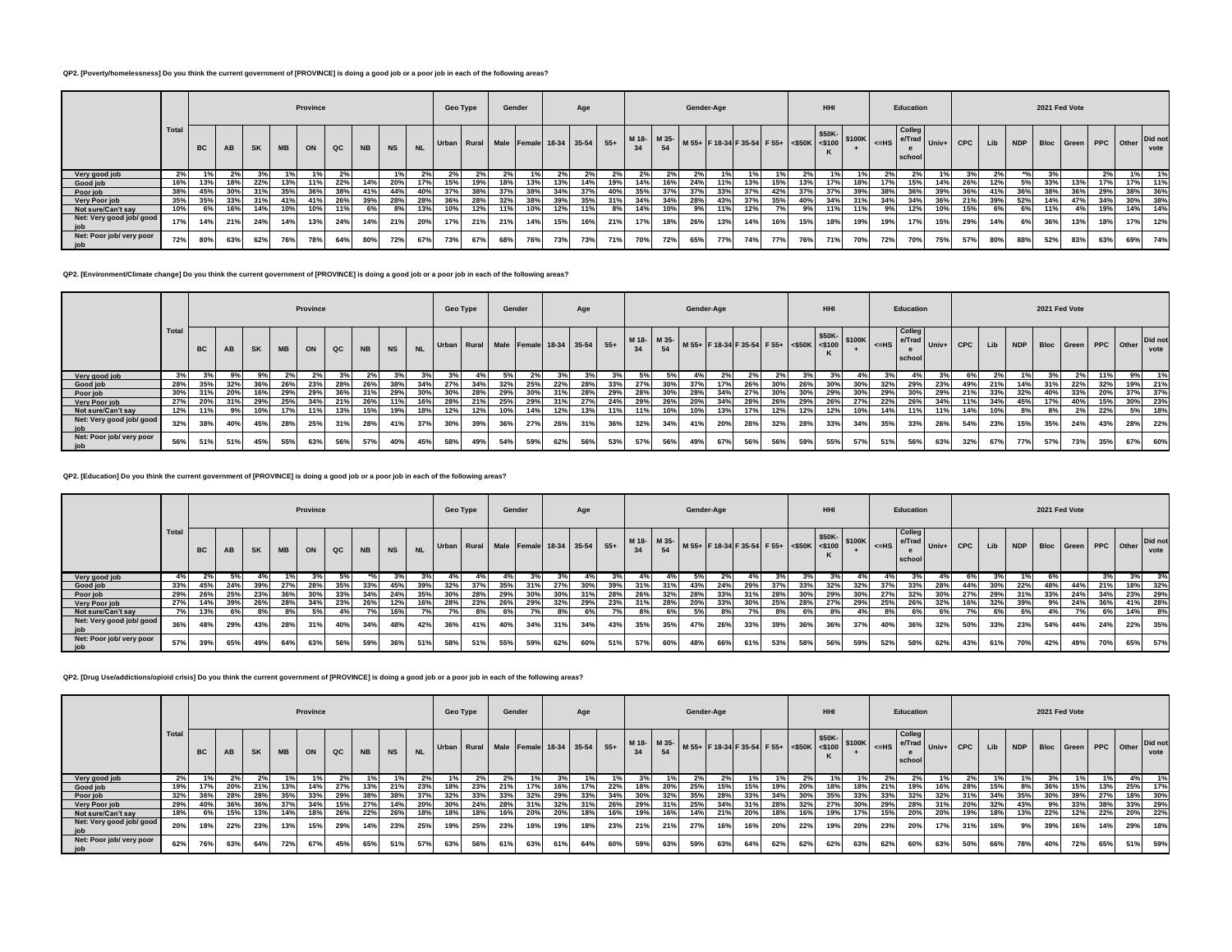**QP2. [Poverty/homelessness] Do you think the current government of [PROVINCE] is doing a good job or a poor job in each of the following areas?**

| | Total | Province | | | | | | | | | Geo Type | | Gender | | Age | | | Gender-Age | | | | | | HHI | | | Education | | | 2021 Fed Vote | | | | | | | |
|---|---|---|---|---|---|---|---|---|---|---|---|---|---|---|---|---|---|---|---|---|---|---|---|---|---|---|---|---|---|---|---|---|---|---|---|---|---|
| | | BC | AB | SK | MB | ON | QC | NB | NS | NL | Urban | Rural | Male | Female | 18-34 | 35-54 | 55+ | M 18-34 | M 35-54 | M 55+ | F 18-34 | F 35-54 | F 55+ | <$50K | $50K-<$100K | $100K+ | <=HS | College/Trade school | Univ+ | CPC | Lib | NDP | Bloc | Green | PPC | Other | Did not vote |
| Very good job | 2% | 1% | 2% | 3% | 1% | 1% | 2% | | 1% | 2% | 2% | 2% | 2% | 1% | 2% | 2% | 2% | 2% | 2% | 2% | 1% | 1% | 1% | 2% | 1% | 1% | 2% | 2% | 1% | 3% | 2% | *% | 3% | | 2% | 1% | 1% |
| Good job | 16% | 13% | 18% | 22% | 13% | 11% | 22% | 14% | 20% | 17% | 15% | 19% | 18% | 13% | 13% | 14% | 19% | 14% | 16% | 24% | 11% | 13% | 15% | 13% | 17% | 18% | 17% | 15% | 14% | 26% | 12% | 5% | 33% | 13% | 17% | 17% | 11% |
| Poor job | 38% | 45% | 30% | 31% | 35% | 36% | 38% | 41% | 44% | 40% | 37% | 38% | 37% | 38% | 34% | 37% | 40% | 35% | 37% | 37% | 33% | 37% | 42% | 37% | 37% | 39% | 38% | 36% | 39% | 36% | 41% | 36% | 38% | 36% | 29% | 38% | 36% |
| Very Poor job | 35% | 35% | 33% | 31% | 41% | 41% | 26% | 39% | 28% | 28% | 36% | 28% | 32% | 38% | 39% | 35% | 31% | 34% | 34% | 28% | 43% | 37% | 35% | 40% | 34% | 31% | 34% | 34% | 36% | 21% | 39% | 52% | 14% | 47% | 34% | 30% | 38% |
| Not sure/Can't say | 10% | 6% | 16% | 14% | 10% | 10% | 11% | 6% | 8% | 13% | 10% | 12% | 11% | 10% | 12% | 11% | 8% | 14% | 10% | 9% | 11% | 12% | 7% | 9% | 11% | 11% | 9% | 12% | 10% | 15% | 6% | 6% | 11% | 4% | 19% | 14% | 14% |
| Net: Very good job/ good job | 17% | 14% | 21% | 24% | 14% | 13% | 24% | 14% | 21% | 20% | 17% | 21% | 21% | 14% | 15% | 16% | 21% | 17% | 18% | 26% | 13% | 14% | 16% | 15% | 18% | 19% | 19% | 17% | 15% | 29% | 14% | 6% | 36% | 13% | 18% | 17% | 12% |
| Net: Poor job/ very poor job | 72% | 80% | 63% | 62% | 76% | 78% | 64% | 80% | 72% | 67% | 73% | 67% | 68% | 76% | 73% | 73% | 71% | 70% | 72% | 65% | 77% | 74% | 77% | 76% | 71% | 70% | 72% | 70% | 75% | 57% | 80% | 88% | 52% | 83% | 63% | 69% | 74% |

**QP2. [Environment/Climate change] Do you think the current government of [PROVINCE] is doing a good job or a poor job in each of the following areas?**

| | Total | Province | | | | | | | | | Geo Type | | Gender | | Age | | | Gender-Age | | | | | | HHI | | | Education | | | 2021 Fed Vote | | | | | | | |
|---|---|---|---|---|---|---|---|---|---|---|---|---|---|---|---|---|---|---|---|---|---|---|---|---|---|---|---|---|---|---|---|---|---|---|---|---|---|
| | | BC | AB | SK | MB | ON | QC | NB | NS | NL | Urban | Rural | Male | Female | 18-34 | 35-54 | 55+ | M 18-34 | M 35-54 | M 55+ | F 18-34 | F 35-54 | F 55+ | <$50K | $50K-<$100K | $100K+ | <=HS | College/Trade school | Univ+ | CPC | Lib | NDP | Bloc | Green | PPC | Other | Did not vote |
| Very good job | 3% | 3% | 9% | 9% | 2% | 2% | 3% | 2% | 3% | 3% | 3% | 4% | 5% | 2% | 3% | 3% | 3% | 5% | 5% | 4% | 2% | 2% | 2% | 3% | 3% | 4% | 3% | 4% | 3% | 6% | 2% | 1% | 3% | 2% | 11% | 9% | 1% |
| Good job | 28% | 35% | 32% | 36% | 26% | 23% | 28% | 26% | 38% | 34% | 27% | 34% | 32% | 25% | 22% | 28% | 33% | 27% | 30% | 37% | 17% | 26% | 30% | 26% | 30% | 30% | 32% | 29% | 23% | 49% | 21% | 14% | 31% | 22% | 32% | 19% | 21% |
| Poor job | 30% | 31% | 20% | 16% | 29% | 29% | 36% | 31% | 29% | 30% | 30% | 28% | 29% | 30% | 31% | 28% | 29% | 28% | 30% | 28% | 34% | 27% | 30% | 30% | 29% | 30% | 30% | 29% | 29% | 21% | 33% | 32% | 40% | 33% | 20% | 37% | 37% |
| Very Poor job | 27% | 20% | 31% | 29% | 25% | 34% | 21% | 26% | 11% | 16% | 28% | 21% | 25% | 29% | 31% | 27% | 24% | 29% | 26% | 20% | 34% | 28% | 26% | 29% | 26% | 27% | 22% | 26% | 34% | 11% | 34% | 45% | 17% | 40% | 15% | 30% | 23% |
| Not sure/Can't say | 12% | 11% | 9% | 10% | 17% | 11% | 13% | 15% | 19% | 18% | 12% | 12% | 10% | 14% | 12% | 13% | 11% | 11% | 10% | 10% | 13% | 17% | 12% | 12% | 12% | 10% | 14% | 11% | 11% | 14% | 10% | 8% | 8% | 2% | 22% | 5% | 18% |
| Net: Very good job/ good job | 32% | 38% | 40% | 45% | 28% | 25% | 31% | 28% | 41% | 37% | 30% | 39% | 36% | 27% | 26% | 31% | 36% | 32% | 34% | 41% | 20% | 28% | 32% | 28% | 33% | 34% | 35% | 33% | 26% | 54% | 23% | 15% | 35% | 24% | 43% | 28% | 22% |
| Net: Poor job/ very poor job | 56% | 51% | 51% | 45% | 55% | 63% | 56% | 57% | 40% | 45% | 58% | 49% | 54% | 59% | 62% | 56% | 53% | 57% | 56% | 49% | 67% | 56% | 56% | 59% | 55% | 57% | 51% | 56% | 63% | 32% | 67% | 77% | 57% | 73% | 35% | 67% | 60% |

**QP2. [Education] Do you think the current government of [PROVINCE] is doing a good job or a poor job in each of the following areas?**

| | Total | Province | | | | | | | | | Geo Type | | Gender | | Age | | | Gender-Age | | | | | | HHI | | | Education | | | 2021 Fed Vote | | | | | | | |
|---|---|---|---|---|---|---|---|---|---|---|---|---|---|---|---|---|---|---|---|---|---|---|---|---|---|---|---|---|---|---|---|---|---|---|---|---|---|
| | | BC | AB | SK | MB | ON | QC | NB | NS | NL | Urban | Rural | Male | Female | 18-34 | 35-54 | 55+ | M 18-34 | M 35-54 | M 55+ | F 18-34 | F 35-54 | F 55+ | <$50K | $50K-<$100K | $100K+ | <=HS | College/Trade school | Univ+ | CPC | Lib | NDP | Bloc | Green | PPC | Other | Did not vote |
| Very good job | 4% | 2% | 5% | 4% | 1% | 3% | 5% | *% | 3% | 3% | 4% | 4% | 4% | 3% | 3% | 4% | 3% | 4% | 4% | 5% | 2% | 4% | 3% | 3% | 3% | 4% | 4% | 3% | 4% | 6% | 3% | 1% | 6% | | 3% | 3% | 3% |
| Good job | 33% | 45% | 24% | 39% | 27% | 28% | 35% | 33% | 45% | 39% | 32% | 37% | 35% | 31% | 27% | 30% | 39% | 31% | 31% | 43% | 24% | 29% | 37% | 33% | 32% | 32% | 37% | 33% | 28% | 44% | 30% | 22% | 48% | 44% | 21% | 18% | 32% |
| Poor job | 29% | 26% | 25% | 23% | 36% | 30% | 33% | 34% | 24% | 35% | 30% | 28% | 29% | 30% | 30% | 31% | 28% | 26% | 32% | 28% | 33% | 31% | 28% | 30% | 29% | 30% | 27% | 32% | 30% | 27% | 29% | 31% | 33% | 24% | 34% | 23% | 29% |
| Very Poor job | 27% | 14% | 39% | 26% | 28% | 34% | 23% | 26% | 12% | 16% | 28% | 23% | 26% | 29% | 32% | 29% | 23% | 31% | 28% | 20% | 33% | 30% | 25% | 28% | 27% | 29% | 25% | 26% | 32% | 16% | 32% | 39% | 9% | 24% | 36% | 41% | 28% |
| Not sure/Can't say | 7% | 13% | 6% | 8% | 8% | 5% | 4% | 7% | 16% | 7% | 7% | 8% | 6% | 7% | 8% | 6% | 7% | 8% | 6% | 5% | 8% | 7% | 8% | 6% | 8% | 4% | 8% | 6% | 6% | 7% | 6% | 6% | 4% | 7% | 6% | 14% | 8% |
| Net: Very good job/ good job | 36% | 48% | 29% | 43% | 28% | 31% | 40% | 34% | 48% | 42% | 36% | 41% | 40% | 34% | 31% | 34% | 43% | 35% | 35% | 47% | 26% | 33% | 39% | 36% | 36% | 37% | 40% | 36% | 32% | 50% | 33% | 23% | 54% | 44% | 24% | 22% | 35% |
| Net: Poor job/ very poor job | 57% | 39% | 65% | 49% | 64% | 63% | 56% | 59% | 36% | 51% | 58% | 51% | 55% | 59% | 62% | 60% | 51% | 57% | 60% | 48% | 66% | 61% | 53% | 58% | 56% | 59% | 52% | 58% | 62% | 43% | 61% | 70% | 42% | 49% | 70% | 65% | 57% |

**QP2. [Drug Use/addictions/opioid crisis] Do you think the current government of [PROVINCE] is doing a good job or a poor job in each of the following areas?**

| | Total | Province | | | | | | | | | Geo Type | | Gender | | Age | | | Gender-Age | | | | | | HHI | | | Education | | | 2021 Fed Vote | | | | | | | |
|---|---|---|---|---|---|---|---|---|---|---|---|---|---|---|---|---|---|---|---|---|---|---|---|---|---|---|---|---|---|---|---|---|---|---|---|---|---|
| | | BC | AB | SK | MB | ON | QC | NB | NS | NL | Urban | Rural | Male | Female | 18-34 | 35-54 | 55+ | M 18-34 | M 35-54 | M 55+ | F 18-34 | F 35-54 | F 55+ | <$50K | $50K-<$100K | $100K+ | <=HS | College/Trade school | Univ+ | CPC | Lib | NDP | Bloc | Green | PPC | Other | Did not vote |
| Very good job | 2% | 1% | 2% | 2% | 1% | 1% | 2% | 1% | 1% | 2% | 1% | 2% | 2% | 1% | 3% | 1% | 1% | 3% | 1% | 2% | 2% | 1% | 1% | 2% | 1% | 1% | 2% | 2% | 1% | 2% | 1% | 1% | 3% | 1% | 1% | 4% | 1% |
| Good job | 19% | 17% | 20% | 21% | 13% | 14% | 27% | 13% | 21% | 23% | 18% | 23% | 21% | 17% | 16% | 17% | 22% | 18% | 20% | 25% | 15% | 15% | 19% | 20% | 18% | 18% | 21% | 19% | 16% | 28% | 15% | 8% | 36% | 15% | 13% | 25% | 17% |
| Poor job | 32% | 36% | 28% | 28% | 35% | 33% | 29% | 38% | 38% | 37% | 32% | 33% | 33% | 32% | 29% | 33% | 34% | 30% | 32% | 35% | 28% | 33% | 34% | 30% | 35% | 33% | 33% | 32% | 32% | 31% | 34% | 35% | 30% | 39% | 27% | 18% | 30% |
| Very Poor job | 29% | 40% | 36% | 36% | 37% | 34% | 15% | 27% | 14% | 20% | 30% | 24% | 28% | 31% | 32% | 31% | 26% | 29% | 31% | 25% | 34% | 31% | 28% | 32% | 27% | 30% | 29% | 28% | 31% | 20% | 32% | 43% | 9% | 33% | 38% | 33% | 29% |
| Not sure/Can't say | 18% | 6% | 15% | 13% | 14% | 18% | 26% | 22% | 26% | 18% | 18% | 18% | 16% | 20% | 20% | 18% | 16% | 19% | 16% | 14% | 21% | 20% | 18% | 16% | 19% | 17% | 15% | 20% | 20% | 19% | 18% | 13% | 22% | 12% | 22% | 20% | 22% |
| Net: Very good job/ good job | 20% | 18% | 22% | 23% | 13% | 15% | 29% | 14% | 23% | 25% | 19% | 25% | 23% | 18% | 19% | 18% | 23% | 21% | 21% | 27% | 16% | 16% | 20% | 22% | 19% | 20% | 23% | 20% | 17% | 31% | 16% | 9% | 39% | 16% | 14% | 29% | 18% |
| Net: Poor job/ very poor job | 62% | 76% | 63% | 64% | 72% | 67% | 45% | 65% | 51% | 57% | 63% | 56% | 61% | 63% | 61% | 64% | 60% | 59% | 63% | 59% | 63% | 64% | 62% | 62% | 62% | 63% | 62% | 60% | 63% | 50% | 66% | 78% | 40% | 72% | 65% | 51% | 59% |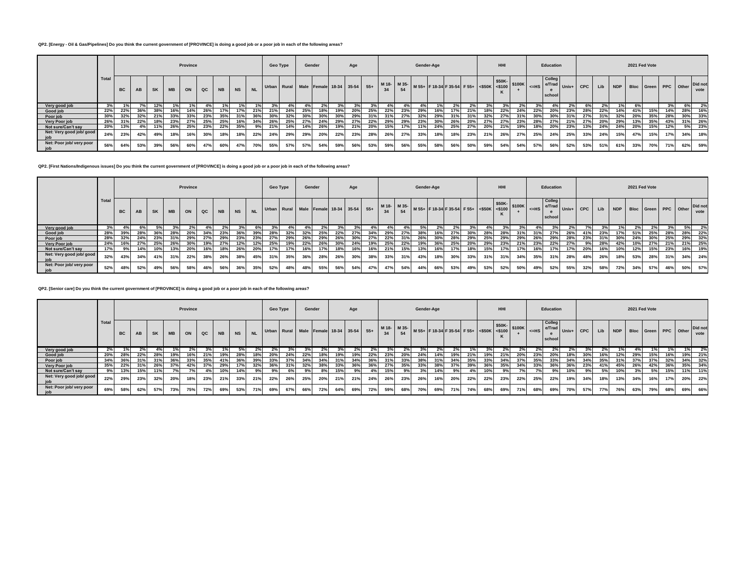**QP2. [Energy - Oil & Gas/Pipelines] Do you think the current government of [PROVINCE] is doing a good job or a poor job in each of the following areas?**

| | Total | Province | | | | | | | | | Geo Type | | Gender | | Age | | | Gender-Age | | | | | | HHI | | | Education | | | 2021 Fed Vote | | | | | | | |
|---|---|---|---|---|---|---|---|---|---|---|---|---|---|---|---|---|---|---|---|---|---|---|---|---|---|---|---|---|---|---|---|---|---|---|---|---|---|
| | | BC | AB | SK | MB | ON | QC | NB | NS | NL | Urban | Rural | Male | Female | 18-34 | 35-54 | 55+ | M 18-34 | M 35-54 | M 55+ | F 18-34 | F 35-54 | F 55+ | <$50K | $50K-<$100K | $100K+ | <=HS | College/Trade school | Univ+ | CPC | Lib | NDP | Bloc | Green | PPC | Other | Did not vote |
| Very good job | 3% | 1% | 7% | 12% | 1% | 1% | 4% | 1% | 1% | 1% | 3% | 4% | 4% | 2% | 3% | 3% | 3% | 4% | 4% | 4% | 1% | 2% | 2% | 3% | 3% | 2% | 3% | 4% | 2% | 6% | 2% | 1% | 6% | | 3% | 6% | 2% |
| Good job | 22% | 22% | 36% | 38% | 16% | 14% | 26% | 17% | 17% | 21% | 21% | 24% | 25% | 18% | 19% | 20% | 25% | 22% | 23% | 29% | 16% | 17% | 21% | 18% | 22% | 24% | 22% | 20% | 23% | 28% | 22% | 14% | 41% | 15% | 14% | 28% | 16% |
| Poor job | 30% | 32% | 32% | 21% | 33% | 33% | 23% | 35% | 31% | 36% | 30% | 32% | 30% | 30% | 30% | 29% | 31% | 31% | 27% | 32% | 29% | 31% | 31% | 32% | 27% | 31% | 30% | 30% | 31% | 27% | 31% | 32% | 20% | 35% | 28% | 30% | 33% |
| Very Poor job | 26% | 31% | 22% | 18% | 23% | 27% | 25% | 25% | 16% | 34% | 26% | 25% | 27% | 24% | 29% | 27% | 22% | 29% | 29% | 23% | 30% | 26% | 20% | 27% | 27% | 23% | 28% | 27% | 21% | 27% | 20% | 29% | 13% | 35% | 43% | 31% | 26% |
| Not sure/Can't say | 20% | 13% | 4% | 11% | 26% | 25% | 23% | 22% | 35% | 9% | 21% | 14% | 14% | 26% | 19% | 21% | 20% | 15% | 17% | 11% | 24% | 25% | 27% | 20% | 21% | 19% | 18% | 20% | 23% | 13% | 24% | 24% | 20% | 15% | 12% | 5% | 23% |
| Net: Very good job/ good job | 24% | 23% | 42% | 49% | 18% | 16% | 30% | 18% | 18% | 22% | 24% | 29% | 29% | 20% | 22% | 23% | 28% | 26% | 27% | 33% | 18% | 18% | 23% | 21% | 26% | 27% | 25% | 24% | 25% | 33% | 24% | 15% | 47% | 15% | 17% | 34% | 18% |
| Net: Poor job/ very poor job | 56% | 64% | 53% | 39% | 56% | 60% | 47% | 60% | 47% | 70% | 55% | 57% | 57% | 54% | 59% | 56% | 53% | 59% | 56% | 55% | 58% | 56% | 50% | 59% | 54% | 54% | 57% | 56% | 52% | 53% | 51% | 61% | 33% | 70% | 71% | 62% | 59% |

**QP2. [First Nations/Indigenous issues] Do you think the current government of [PROVINCE] is doing a good job or a poor job in each of the following areas?**

| | Total | Province | | | | | | | | | Geo Type | | Gender | | Age | | | Gender-Age | | | | | | HHI | | | Education | | | 2021 Fed Vote | | | | | | | |
|---|---|---|---|---|---|---|---|---|---|---|---|---|---|---|---|---|---|---|---|---|---|---|---|---|---|---|---|---|---|---|---|---|---|---|---|---|---|
| | | BC | AB | SK | MB | ON | QC | NB | NS | NL | Urban | Rural | Male | Female | 18-34 | 35-54 | 55+ | M 18-34 | M 35-54 | M 55+ | F 18-34 | F 35-54 | F 55+ | <$50K | $50K-<$100K | $100K+ | <=HS | College/Trade school | Univ+ | CPC | Lib | NDP | Bloc | Green | PPC | Other | Did not vote |
| Very good job | 3% | 4% | 6% | 5% | 3% | 2% | 4% | 2% | 3% | 6% | 3% | 4% | 4% | 2% | 3% | 3% | 4% | 4% | 4% | 5% | 2% | 2% | 3% | 4% | 3% | 3% | 4% | 3% | 2% | 7% | 3% | 1% | 2% | 2% | 3% | 5% | 2% |
| Good job | 28% | 39% | 28% | 36% | 28% | 20% | 34% | 23% | 36% | 39% | 28% | 32% | 32% | 25% | 22% | 27% | 34% | 29% | 27% | 38% | 16% | 27% | 30% | 28% | 28% | 31% | 31% | 27% | 26% | 41% | 23% | 17% | 51% | 25% | 28% | 28% | 22% |
| Poor job | 28% | 32% | 24% | 23% | 31% | 29% | 27% | 29% | 23% | 23% | 27% | 29% | 26% | 29% | 26% | 30% | 27% | 22% | 31% | 26% | 30% | 28% | 29% | 25% | 29% | 29% | 26% | 29% | 28% | 23% | 31% | 30% | 24% | 30% | 25% | 29% | 32% |
| Very Poor job | 24% | 16% | 27% | 25% | 26% | 30% | 19% | 27% | 12% | 12% | 25% | 19% | 22% | 26% | 30% | 24% | 19% | 25% | 22% | 19% | 36% | 25% | 20% | 29% | 23% | 21% | 23% | 22% | 27% | 9% | 28% | 42% | 10% | 27% | 21% | 21% | 25% |
| Not sure/Can't say | 17% | 9% | 14% | 10% | 13% | 20% | 16% | 18% | 26% | 20% | 17% | 17% | 16% | 17% | 18% | 16% | 16% | 21% | 15% | 13% | 16% | 17% | 18% | 15% | 17% | 17% | 16% | 17% | 17% | 20% | 16% | 10% | 12% | 15% | 23% | 16% | 19% |
| Net: Very good job/ good job | 32% | 43% | 34% | 41% | 31% | 22% | 38% | 26% | 38% | 45% | 31% | 35% | 36% | 28% | 26% | 30% | 38% | 33% | 31% | 43% | 18% | 30% | 33% | 31% | 31% | 34% | 35% | 31% | 28% | 48% | 26% | 18% | 53% | 28% | 31% | 34% | 24% |
| Net: Poor job/ very poor job | 52% | 48% | 52% | 49% | 56% | 58% | 46% | 56% | 36% | 35% | 52% | 48% | 48% | 55% | 56% | 54% | 47% | 47% | 54% | 44% | 66% | 53% | 49% | 53% | 52% | 50% | 49% | 52% | 55% | 32% | 58% | 72% | 34% | 57% | 46% | 50% | 57% |

**QP2. [Senior care] Do you think the current government of [PROVINCE] is doing a good job or a poor job in each of the following areas?**

| | Total | Province | | | | | | | | | Geo Type | | Gender | | Age | | | Gender-Age | | | | | | HHI | | | Education | | | 2021 Fed Vote | | | | | | | |
|---|---|---|---|---|---|---|---|---|---|---|---|---|---|---|---|---|---|---|---|---|---|---|---|---|---|---|---|---|---|---|---|---|---|---|---|---|---|
| | | BC | AB | SK | MB | ON | QC | NB | NS | NL | Urban | Rural | Male | Female | 18-34 | 35-54 | 55+ | M 18-34 | M 35-54 | M 55+ | F 18-34 | F 35-54 | F 55+ | <$50K | $50K-<$100K | $100K+ | <=HS | College/Trade school | Univ+ | CPC | Lib | NDP | Bloc | Green | PPC | Other | Did not vote |
| Very good job | 2% | 1% | 2% | 4% | 1% | 2% | 3% | 1% | 5% | 2% | 2% | 3% | 3% | 2% | 3% | 2% | 2% | 3% | 2% | 3% | 2% | 2% | 1% | 3% | 2% | 2% | 2% | 2% | 2% | 3% | 2% | 1% | 4% | 1% | 1% | 1% | 2% |
| Good job | 20% | 28% | 22% | 28% | 19% | 16% | 21% | 19% | 28% | 18% | 20% | 24% | 22% | 18% | 19% | 19% | 22% | 23% | 20% | 24% | 14% | 19% | 21% | 19% | 21% | 20% | 23% | 20% | 18% | 30% | 16% | 12% | 29% | 15% | 16% | 19% | 21% |
| Poor job | 34% | 36% | 31% | 31% | 36% | 33% | 35% | 41% | 36% | 39% | 33% | 37% | 34% | 34% | 31% | 34% | 36% | 31% | 33% | 38% | 31% | 34% | 35% | 33% | 34% | 37% | 35% | 33% | 34% | 34% | 35% | 31% | 37% | 37% | 32% | 34% | 32% |
| Very Poor job | 35% | 22% | 31% | 26% | 37% | 42% | 37% | 29% | 17% | 32% | 36% | 31% | 32% | 38% | 33% | 36% | 36% | 27% | 35% | 33% | 38% | 37% | 39% | 36% | 35% | 34% | 33% | 36% | 36% | 23% | 41% | 45% | 26% | 42% | 36% | 35% | 34% |
| Not sure/Can't say | 9% | 13% | 15% | 11% | 7% | 7% | 4% | 10% | 14% | 9% | 9% | 6% | 9% | 8% | 15% | 9% | 4% | 15% | 9% | 3% | 14% | 9% | 4% | 10% | 9% | 7% | 7% | 9% | 10% | 9% | 5% | 10% | 3% | 5% | 15% | 11% | 11% |
| Net: Very good job/ good job | 22% | 29% | 23% | 32% | 20% | 18% | 23% | 21% | 33% | 21% | 22% | 26% | 25% | 20% | 21% | 21% | 24% | 26% | 23% | 26% | 16% | 20% | 22% | 22% | 23% | 22% | 25% | 22% | 19% | 34% | 18% | 13% | 34% | 16% | 17% | 20% | 22% |
| Net: Poor job/ very poor job | 69% | 58% | 62% | 57% | 73% | 75% | 72% | 69% | 53% | 71% | 69% | 67% | 66% | 72% | 64% | 69% | 72% | 59% | 68% | 70% | 69% | 71% | 74% | 68% | 69% | 71% | 68% | 69% | 70% | 57% | 77% | 76% | 63% | 79% | 68% | 69% | 66% |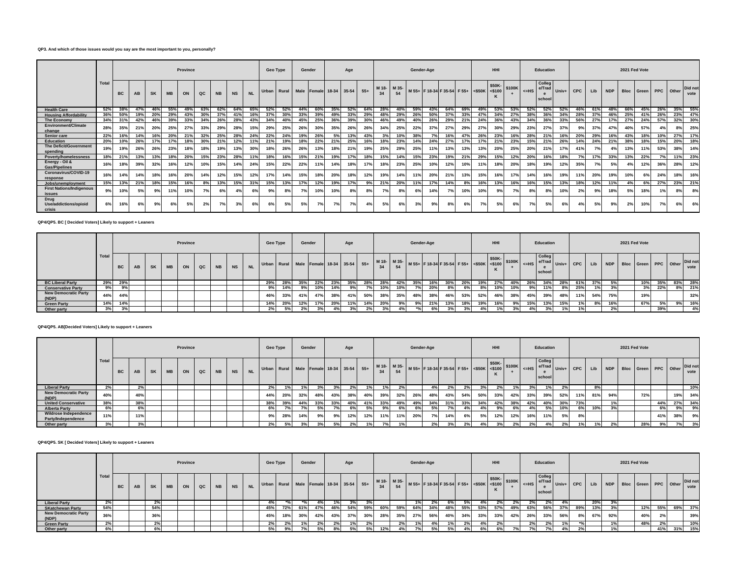**QP3. And which of those issues would you say are the most important to you, personally?**

| | Total | Province | | | | | | | | | | Geo Type | | Gender | | Age | | | Gender-Age | | | | | | HHI | | | Education | | | 2021 Fed Vote | | | | | | | |
|---|---|---|---|---|---|---|---|---|---|---|---|---|---|---|---|---|---|---|---|---|---|---|---|---|---|---|---|---|---|---|---|---|---|---|---|---|---|---|
| | | BC | AB | SK | MB | ON | QC | NB | NS | NL | Urban | Rural | Male | Female | 18-34 | 35-54 | 55+ | M 18-34 | M 35-54 | M 55+ | F 18-34 | F 35-54 | F 55+ | <$50K | $50K-<$100K | $100K+ | <=HS | College/Trade school | Univ+ | CPC | Lib | NDP | Bloc | Green | PPC | Other | Did not vote |
| Health Care | 52% | 38% | 47% | 46% | 55% | 49% | 63% | 62% | 64% | 65% | 52% | 52% | 44% | 60% | 35% | 52% | 64% | 28% | 40% | 59% | 43% | 64% | 69% | 49% | 53% | 53% | 52% | 52% | 52% | 46% | 61% | 48% | 66% | 45% | 26% | 35% | 55% |
| Housing Affordability | 36% | 50% | 19% | 20% | 29% | 43% | 30% | 37% | 41% | 16% | 37% | 30% | 33% | 39% | 49% | 33% | 29% | 48% | 29% | 26% | 50% | 37% | 33% | 47% | 34% | 27% | 38% | 36% | 34% | 28% | 37% | 46% | 25% | 41% | 26% | 23% | 47% |
| The Economy | 34% | 31% | 42% | 46% | 39% | 33% | 34% | 26% | 28% | 43% | 34% | 40% | 45% | 25% | 36% | 39% | 30% | 46% | 49% | 40% | 26% | 29% | 21% | 24% | 36% | 43% | 34% | 36% | 33% | 56% | 27% | 17% | 27% | 24% | 57% | 32% | 30% |
| Environment/Climate change | 28% | 35% | 21% | 20% | 25% | 27% | 33% | 29% | 28% | 15% | 29% | 25% | 26% | 30% | 35% | 26% | 26% | 34% | 25% | 22% | 37% | 27% | 29% | 27% | 30% | 29% | 23% | 27% | 37% | 9% | 37% | 47% | 40% | 57% | 4% | 8% | 25% |
| Senior care | 22% | 16% | 14% | 16% | 20% | 21% | 32% | 25% | 28% | 24% | 22% | 24% | 19% | 26% | 5% | 13% | 43% | 3% | 10% | 38% | 7% | 16% | 47% | 26% | 23% | 16% | 28% | 21% | 16% | 20% | 29% | 16% | 43% | 18% | 10% | 27% | 17% |
| Education | 20% | 10% | 26% | 17% | 17% | 18% | 30% | 21% | 12% | 11% | 21% | 19% | 18% | 22% | 21% | 25% | 16% | 18% | 23% | 14% | 24% | 27% | 17% | 17% | 21% | 23% | 15% | 21% | 26% | 14% | 24% | 21% | 38% | 18% | 15% | 20% | 18% |
| The Deficit/Government spending | 19% | 19% | 26% | 26% | 23% | 18% | 18% | 19% | 13% | 30% | 18% | 26% | 26% | 13% | 18% | 21% | 19% | 25% | 29% | 25% | 11% | 13% | 13% | 13% | 20% | 25% | 20% | 21% | 17% | 41% | 7% | 4% | 13% | 11% | 53% | 38% | 14% |
| Poverty/homelessness | 18% | 21% | 13% | 13% | 18% | 20% | 15% | 23% | 28% | 11% | 18% | 16% | 15% | 21% | 19% | 17% | 18% | 15% | 14% | 15% | 23% | 19% | 21% | 29% | 15% | 12% | 20% | 16% | 18% | 7% | 17% | 33% | 13% | 22% | 7% | 11% | 23% |
| Energy - Oil & Gas/Pipelines | 16% | 18% | 39% | 32% | 16% | 12% | 10% | 15% | 14% | 24% | 15% | 22% | 22% | 11% | 14% | 18% | 17% | 18% | 23% | 25% | 10% | 12% | 10% | 11% | 18% | 20% | 18% | 19% | 12% | 35% | 7% | 5% | 4% | 12% | 36% | 28% | 12% |
| Coronavirus/COVID-19 response | 16% | 14% | 14% | 18% | 16% | 20% | 14% | 12% | 15% | 12% | 17% | 14% | 15% | 18% | 20% | 18% | 12% | 19% | 14% | 11% | 20% | 21% | 13% | 15% | 16% | 17% | 14% | 16% | 19% | 11% | 20% | 19% | 10% | 6% | 24% | 18% | 16% |
| Jobs/unemployment | 15% | 13% | 21% | 18% | 15% | 16% | 8% | 13% | 15% | 31% | 15% | 13% | 17% | 12% | 19% | 17% | 9% | 21% | 20% | 11% | 17% | 14% | 8% | 16% | 13% | 16% | 16% | 15% | 13% | 18% | 12% | 11% | 4% | 6% | 27% | 23% | 21% |
| First Nations/Indigenous issues | 9% | 10% | 5% | 9% | 11% | 10% | 7% | 6% | 4% | 6% | 9% | 8% | 7% | 10% | 10% | 8% | 8% | 7% | 8% | 6% | 14% | 7% | 10% | 10% | 9% | 7% | 8% | 8% | 10% | 2% | 9% | 18% | 5% | 18% | 1% | 8% | 8% |
| Drug Use/addictions/opioid crisis | 6% | 16% | 6% | 9% | 6% | 5% | 2% | 7% | 3% | 6% | 6% | 5% | 5% | 7% | 7% | 7% | 4% | 5% | 6% | 3% | 9% | 8% | 6% | 7% | 5% | 6% | 7% | 5% | 6% | 4% | 5% | 9% | 2% | 10% | 7% | 6% | 6% |

**QP4/QP5. BC [ Decided Voters] Likely to support + Leaners**

| | Total | Province | | | | | | | | | | Geo Type | | Gender | | Age | | | Gender-Age | | | | | | HHI | | | Education | | | 2021 Fed Vote | | | | | | | |
|---|---|---|---|---|---|---|---|---|---|---|---|---|---|---|---|---|---|---|---|---|---|---|---|---|---|---|---|---|---|---|---|---|---|---|---|---|---|---|
| | | BC | AB | SK | MB | ON | QC | NB | NS | NL | Urban | Rural | Male | Female | 18-34 | 35-54 | 55+ | M 18-34 | M 35-54 | M 55+ | F 18-34 | F 35-54 | F 55+ | <$50K | $50K-<$100K | $100K+ | <=HS | College/Trade school | Univ+ | CPC | Lib | NDP | Bloc | Green | PPC | Other | Did not vote |
| BC Liberal Party | 29% | 29% | | | | | | | | | 29% | 28% | 35% | 22% | 23% | 35% | 28% | 28% | 42% | 35% | 16% | 30% | 20% | 19% | 27% | 40% | 26% | 34% | 28% | 61% | 37% | 5% | | 10% | 35% | 83% | 28% |
| Conservative Party | 9% | 9% | | | | | | | | | 9% | 14% | 9% | 10% | 14% | 9% | 7% | 10% | 10% | 7% | 20% | 8% | 6% | 8% | 10% | 10% | 9% | 11% | 8% | 25% | 1% | 3% | | 3% | 22% | 8% | 21% |
| New Democratic Party (NDP) | 44% | 44% | | | | | | | | | 46% | 33% | 41% | 47% | 38% | 41% | 50% | 38% | 35% | 48% | 38% | 46% | 53% | 52% | 46% | 38% | 45% | 39% | 48% | 11% | 54% | 75% | | 19% | | | 32% |
| Green Party | 14% | 14% | | | | | | | | | 14% | 20% | 12% | 17% | 20% | 11% | 14% | 20% | 9% | 9% | 21% | 13% | 18% | 19% | 16% | 9% | 15% | 13% | 15% | 1% | 8% | 16% | | 67% | 5% | 9% | 16% |
| Other party | 3% | 3% | | | | | | | | | 2% | 5% | 2% | 3% | 4% | 3% | 2% | 3% | 4% | *% | 6% | 3% | 3% | 4% | 1% | 3% | 4% | 3% | 1% | 1% | | 2% | | | 39% | | 4% |

**QP4/QP5. AB[Decided Voters] Likely to support + Leaners**

| | Total | Province | | | | | | | | | | Geo Type | | Gender | | Age | | | Gender-Age | | | | | | HHI | | | Education | | | 2021 Fed Vote | | | | | | | |
|---|---|---|---|---|---|---|---|---|---|---|---|---|---|---|---|---|---|---|---|---|---|---|---|---|---|---|---|---|---|---|---|---|---|---|---|---|---|---|
| | | BC | AB | SK | MB | ON | QC | NB | NS | NL | Urban | Rural | Male | Female | 18-34 | 35-54 | 55+ | M 18-34 | M 35-54 | M 55+ | F 18-34 | F 35-54 | F 55+ | <$50K | $50K-<$100K | $100K+ | <=HS | College/Trade school | Univ+ | CPC | Lib | NDP | Bloc | Green | PPC | Other | Did not vote |
| Liberal Party | 2% | | 2% | | | | | | | | 2% | 1% | 1% | 3% | 3% | 2% | 1% | 1% | 2% | | 4% | 2% | 2% | 3% | 2% | 1% | 3% | 1% | 2% | | 8% | | | | | | 10% |
| New Democratic Party (NDP) | 40% | | 40% | | | | | | | | 44% | 20% | 32% | 48% | 43% | 38% | 40% | 39% | 32% | 26% | 48% | 43% | 54% | 50% | 33% | 42% | 33% | 39% | 52% | 11% | 81% | 94% | | 72% | | 19% | 34% |
| United Conservative | 38% | | 38% | | | | | | | | 38% | 39% | 44% | 33% | 33% | 40% | 41% | 33% | 49% | 49% | 34% | 31% | 33% | 34% | 42% | 38% | 42% | 40% | 30% | 73% | | 1% | | | 44% | 27% | 34% |
| Alberta Party | 6% | | 6% | | | | | | | | 6% | 7% | 7% | 5% | 7% | 6% | 5% | 9% | 6% | 6% | 5% | 7% | 4% | 4% | 9% | 6% | 4% | 5% | 10% | 6% | 10% | 3% | | | 6% | 9% | 9% |
| Wildrose Independence Party/Independence | 11% | | 11% | | | | | | | | 9% | 28% | 14% | 9% | 9% | 12% | 12% | 11% | 11% | 20% | 7% | 14% | 6% | 5% | 12% | 12% | 16% | 11% | 5% | 8% | | | | | 41% | 38% | 9% |
| Other party | 3% | | 3% | | | | | | | | 2% | 5% | 3% | 3% | 5% | 2% | 1% | 7% | 1% | | 2% | 3% | 2% | 4% | 3% | 2% | 2% | 4% | 2% | 1% | 1% | 2% | | 28% | 9% | 7% | 3% |

**QP4/QP5. SK [ Decided Voters] Likely to support + Leaners**

| | Total | Province | | | | | | | | | | Geo Type | | Gender | | Age | | | Gender-Age | | | | | | HHI | | | Education | | | 2021 Fed Vote | | | | | | | |
|---|---|---|---|---|---|---|---|---|---|---|---|---|---|---|---|---|---|---|---|---|---|---|---|---|---|---|---|---|---|---|---|---|---|---|---|---|---|---|
| | | BC | AB | SK | MB | ON | QC | NB | NS | NL | Urban | Rural | Male | Female | 18-34 | 35-54 | 55+ | M 18-34 | M 35-54 | M 55+ | F 18-34 | F 35-54 | F 55+ | <$50K | $50K-<$100K | $100K+ | <=HS | College/Trade school | Univ+ | CPC | Lib | NDP | Bloc | Green | PPC | Other | Did not vote |
| Liberal Party | 2% | | | 2% | | | | | | | 4% | *% | *% | 4% | 1% | 3% | 3% | | | 1% | 2% | 6% | 5% | 4% | 2% | 2% | 2% | 2% | 4% | | 20% | 3% | | | | | |
| SKatchewan Party | 54% | | | 54% | | | | | | | 45% | 72% | 61% | 47% | 46% | 54% | 59% | 60% | 59% | 64% | 34% | 48% | 55% | 53% | 57% | 49% | 63% | 56% | 37% | 89% | 13% | 3% | | 12% | 55% | 69% | 37% |
| New Democratic Party (NDP) | 36% | | | 36% | | | | | | | 45% | 18% | 30% | 42% | 43% | 37% | 30% | 28% | 35% | 27% | 56% | 40% | 34% | 33% | 33% | 42% | 26% | 33% | 56% | 8% | 67% | 92% | | 40% | 2% | | 39% |
| Green Party | 2% | | | 2% | | | | | | | 2% | 2% | 1% | 2% | 2% | 1% | 2% | | 2% | 1% | 4% | 1% | 2% | 4% | 2% | | 2% | 2% | 1% | *% | | 1% | | 48% | 2% | | 10% |
| Other party | 6% | | | 6% | | | | | | | 5% | 9% | 7% | 5% | 8% | 5% | 5% | 12% | 4% | 7% | 5% | 5% | 4% | 6% | 6% | 7% | 7% | 7% | 4% | 2% | | 1% | | | 41% | 31% | 15% |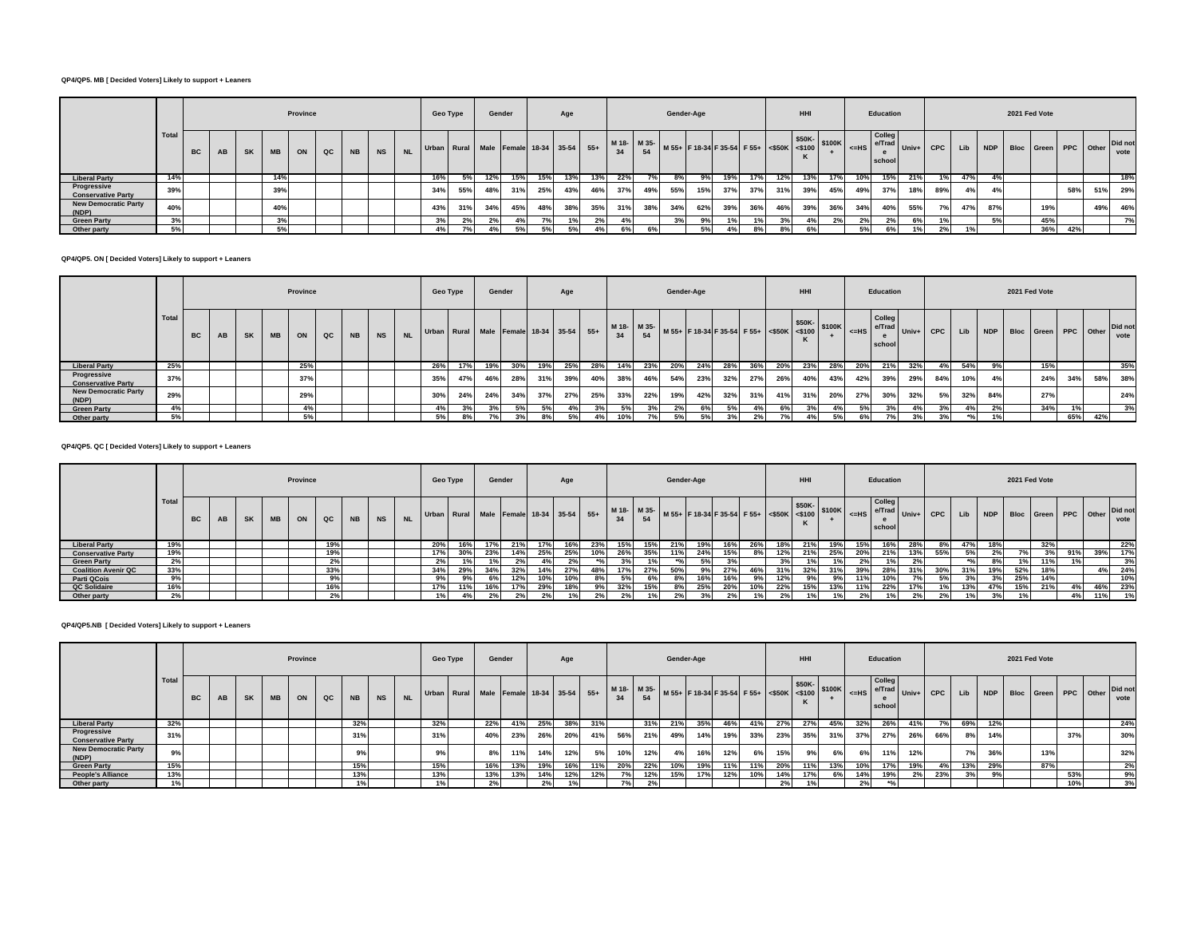**QP4/QP5. MB [ Decided Voters] Likely to support + Leaners**

| | Total | Province | | | | | | | | | Geo Type | | Gender | | Age | | | Gender-Age | | | | | | HHI | | | Education | | | 2021 Fed Vote | | | | | | | |
|---|---|---|---|---|---|---|---|---|---|---|---|---|---|---|---|---|---|---|---|---|---|---|---|---|---|---|---|---|---|---|---|---|---|---|---|---|---|
| | | BC | AB | SK | MB | ON | QC | NB | NS | NL | Urban | Rural | Male | Female | 18-34 | 35-54 | 55+ | M 18-34 | M 35-54 | M 55+ | F 18-34 | F 35-54 | F 55+ | <$50K | $50K-<$100K | $100K+ | <=HS | College/Trade school | Univ+ | CPC | Lib | NDP | Bloc | Green | PPC | Other | Did not vote |
| Liberal Party | 14% | | | | 14% | | | | | | 16% | 5% | 12% | 15% | 15% | 13% | 13% | 22% | 7% | 8% | 9% | 19% | 17% | 12% | 13% | 17% | 10% | 15% | 21% | 1% | 47% | 4% | | | | | 18% |
| Progressive Conservative Party | 39% | | | | 39% | | | | | | 34% | 55% | 48% | 31% | 25% | 43% | 46% | 37% | 49% | 55% | 15% | 37% | 37% | 31% | 39% | 45% | 49% | 37% | 18% | 89% | 4% | 4% | | | 58% | 51% | 29% |
| New Democratic Party (NDP) | 40% | | | | 40% | | | | | | 43% | 31% | 34% | 45% | 48% | 38% | 35% | 31% | 38% | 34% | 62% | 39% | 36% | 46% | 39% | 36% | 34% | 40% | 55% | 7% | 47% | 87% | | 19% | | 49% | 46% |
| Green Party | 3% | | | | 3% | | | | | | 3% | 2% | 2% | 4% | 7% | 1% | 2% | 4% | | 3% | 9% | 1% | 1% | 3% | 4% | 2% | 2% | 2% | 6% | 1% | | 5% | | 45% | | | 7% |
| Other party | 5% | | | | 5% | | | | | | 4% | 7% | 4% | 5% | 5% | 5% | 4% | 6% | 6% | | 5% | 4% | 8% | 8% | 6% | | 5% | 6% | 1% | 2% | 1% | | | 36% | 42% | | |

**QP4/QP5. ON [ Decided Voters] Likely to support + Leaners**

| | Total | Province | | | | | | | | | Geo Type | | Gender | | Age | | | Gender-Age | | | | | | HHI | | | Education | | | 2021 Fed Vote | | | | | | | |
|---|---|---|---|---|---|---|---|---|---|---|---|---|---|---|---|---|---|---|---|---|---|---|---|---|---|---|---|---|---|---|---|---|---|---|---|---|---|
| | | BC | AB | SK | MB | ON | QC | NB | NS | NL | Urban | Rural | Male | Female | 18-34 | 35-54 | 55+ | M 18-34 | M 35-54 | M 55+ | F 18-34 | F 35-54 | F 55+ | <$50K | $50K-<$100K | $100K+ | <=HS | College/Trade school | Univ+ | CPC | Lib | NDP | Bloc | Green | PPC | Other | Did not vote |
| Liberal Party | 25% | | | | | 25% | | | | | 26% | 17% | 19% | 30% | 19% | 25% | 28% | 14% | 23% | 20% | 24% | 28% | 36% | 20% | 23% | 28% | 20% | 21% | 32% | 4% | 54% | 9% | | 15% | | | 35% |
| Progressive Conservative Party | 37% | | | | | 37% | | | | | 35% | 47% | 46% | 28% | 31% | 39% | 40% | 38% | 46% | 54% | 23% | 32% | 27% | 26% | 40% | 43% | 42% | 39% | 29% | 84% | 10% | 4% | | 24% | 34% | 58% | 38% |
| New Democratic Party (NDP) | 29% | | | | | 29% | | | | | 30% | 24% | 24% | 34% | 37% | 27% | 25% | 33% | 22% | 19% | 42% | 32% | 31% | 41% | 31% | 20% | 27% | 30% | 32% | 5% | 32% | 84% | | 27% | | | 24% |
| Green Party | 4% | | | | | 4% | | | | | 4% | 3% | 3% | 5% | 5% | 4% | 3% | 5% | 3% | 2% | 6% | 5% | 4% | 6% | 3% | 4% | 5% | 3% | 4% | 3% | 4% | 2% | | 34% | 1% | | 3% |
| Other party | 5% | | | | | 5% | | | | | 5% | 8% | 7% | 3% | 8% | 5% | 4% | 10% | 7% | 5% | 5% | 3% | 2% | 7% | 4% | 5% | 6% | 7% | 3% | 3% | *% | 1% | | | 65% | 42% | |

**QP4/QP5. QC [ Decided Voters] Likely to support + Leaners**

| | Total | Province | | | | | | | | | Geo Type | | Gender | | Age | | | Gender-Age | | | | | | HHI | | | Education | | | 2021 Fed Vote | | | | | | | |
|---|---|---|---|---|---|---|---|---|---|---|---|---|---|---|---|---|---|---|---|---|---|---|---|---|---|---|---|---|---|---|---|---|---|---|---|---|---|
| | | BC | AB | SK | MB | ON | QC | NB | NS | NL | Urban | Rural | Male | Female | 18-34 | 35-54 | 55+ | M 18-34 | M 35-54 | M 55+ | F 18-34 | F 35-54 | F 55+ | <$50K | $50K-<$100K | $100K+ | <=HS | College/Trade school | Univ+ | CPC | Lib | NDP | Bloc | Green | PPC | Other | Did not vote |
| Liberal Party | 19% | | | | | | 19% | | | | 20% | 16% | 17% | 21% | 17% | 16% | 23% | 15% | 15% | 21% | 19% | 16% | 26% | 18% | 21% | 19% | 15% | 16% | 28% | 8% | 47% | 18% | | 32% | | | 22% |
| Conservative Party | 19% | | | | | | 19% | | | | 17% | 30% | 23% | 14% | 25% | 25% | 10% | 26% | 35% | 11% | 24% | 15% | 8% | 12% | 21% | 25% | 20% | 21% | 13% | 55% | 5% | 2% | 7% | 3% | 91% | 39% | 17% |
| Green Party | 2% | | | | | | 2% | | | | 2% | 1% | 1% | 2% | 4% | 2% | *% | 3% | 1% | *% | 5% | 3% | | 3% | 1% | 1% | 2% | 1% | 2% | | *% | 8% | 1% | 11% | 1% | | 3% |
| Coalition Avenir QC | 33% | | | | | | 33% | | | | 34% | 29% | 34% | 32% | 14% | 27% | 48% | 17% | 27% | 50% | 9% | 27% | 46% | 31% | 32% | 31% | 39% | 28% | 31% | 30% | 31% | 19% | 52% | 18% | | 4% | 24% |
| Parti QCois | 9% | | | | | | 9% | | | | 9% | 9% | 6% | 12% | 10% | 10% | 8% | 5% | 6% | 8% | 16% | 16% | 9% | 12% | 9% | 9% | 11% | 10% | 7% | 5% | 3% | 3% | 25% | 14% | | | 10% |
| QC Solidaire | 16% | | | | | | 16% | | | | 17% | 11% | 16% | 17% | 29% | 18% | 9% | 32% | 15% | 8% | 25% | 20% | 10% | 22% | 15% | 13% | 11% | 22% | 17% | 1% | 13% | 47% | 15% | 21% | 4% | 46% | 23% |
| Other party | 2% | | | | | | 2% | | | | 1% | 4% | 2% | 2% | 2% | 1% | 2% | 2% | 1% | 2% | 3% | 2% | 1% | 2% | 1% | 1% | 2% | 1% | 2% | 2% | 1% | 3% | 1% | | 4% | 11% | 1% |

**QP4/QP5.NB [ Decided Voters] Likely to support + Leaners**

| | Total | Province | | | | | | | | | Geo Type | | Gender | | Age | | | Gender-Age | | | | | | HHI | | | Education | | | 2021 Fed Vote | | | | | | | |
|---|---|---|---|---|---|---|---|---|---|---|---|---|---|---|---|---|---|---|---|---|---|---|---|---|---|---|---|---|---|---|---|---|---|---|---|---|---|
| | | BC | AB | SK | MB | ON | QC | NB | NS | NL | Urban | Rural | Male | Female | 18-34 | 35-54 | 55+ | M 18-34 | M 35-54 | M 55+ | F 18-34 | F 35-54 | F 55+ | <$50K | $50K-<$100K | $100K+ | <=HS | College/Trade school | Univ+ | CPC | Lib | NDP | Bloc | Green | PPC | Other | Did not vote |
| Liberal Party | 32% | | | | | | | 32% | | | 32% | | 22% | 41% | 25% | 38% | 31% | | 31% | 21% | 35% | 46% | 41% | 27% | 27% | 45% | 32% | 26% | 41% | 7% | 69% | 12% | | | | | 24% |
| Progressive Conservative Party | 31% | | | | | | | 31% | | | 31% | | 40% | 23% | 26% | 20% | 41% | 56% | 21% | 49% | 14% | 19% | 33% | 23% | 35% | 31% | 37% | 27% | 26% | 66% | 8% | 14% | | | 37% | | 30% |
| New Democratic Party (NDP) | 9% | | | | | | | 9% | | | 9% | | 8% | 11% | 14% | 12% | 5% | 10% | 12% | 4% | 16% | 12% | 6% | 15% | 9% | 6% | 6% | 11% | 12% | | 7% | 36% | | 13% | | | 32% |
| Green Party | 15% | | | | | | | 15% | | | 15% | | 16% | 13% | 19% | 16% | 11% | 20% | 22% | 10% | 19% | 11% | 11% | 20% | 11% | 13% | 10% | 17% | 19% | 4% | 13% | 29% | | 87% | | | 2% |
| People's Alliance | 13% | | | | | | | 13% | | | 13% | | 13% | 13% | 14% | 12% | 12% | 7% | 12% | 15% | 17% | 12% | 10% | 14% | 17% | 6% | 14% | 19% | 2% | 23% | 3% | 9% | | | 53% | | 9% |
| Other party | 1% | | | | | | | 1% | | | 1% | | 2% | | 2% | 1% | | 7% | 2% | | | | | 2% | 1% | | 2% | *% | | | | | | | 10% | | 3% |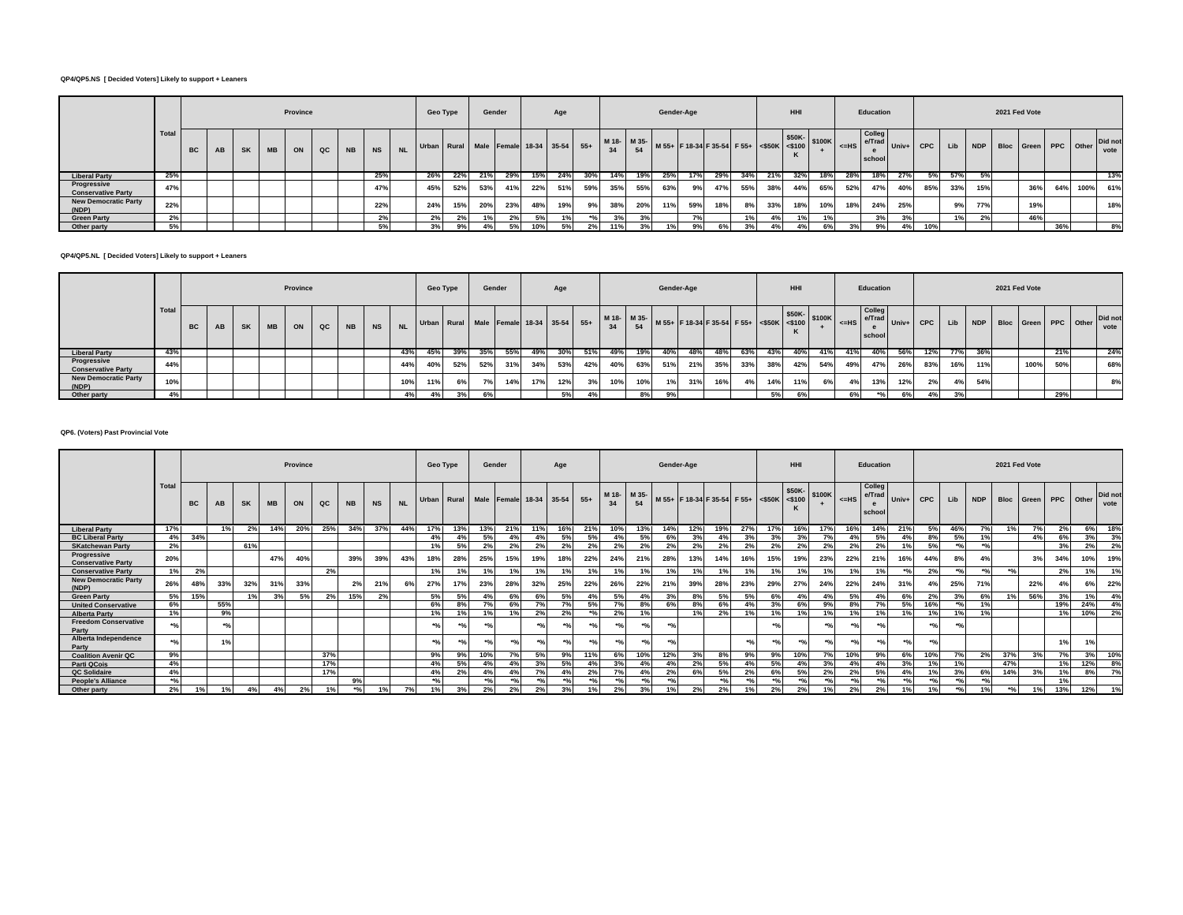**QP4/QP5.NS [ Decided Voters] Likely to support + Leaners**

| | Total | Province | | | | | | | | | Geo Type | | Gender | | Age | | | Gender-Age | | | | | | HHI | | | Education | | | 2021 Fed Vote | | | | | | | |
|---|---|---|---|---|---|---|---|---|---|---|---|---|---|---|---|---|---|---|---|---|---|---|---|---|---|---|---|---|---|---|---|---|---|---|---|---|---|
| | | BC | AB | SK | MB | ON | QC | NB | NS | NL | Urban | Rural | Male | Female | 18-34 | 35-54 | 55+ | M 18-34 | M 35-54 | M 55+ | F 18-34 | F 35-54 | F 55+ | <$50K | $50K-<$100K | $100K+ | <=HS | College/Trade school | Univ+ | CPC | Lib | NDP | Bloc | Green | PPC | Other | Did not vote |
| Liberal Party | 25% | | | | | | | | 25% | | 26% | 22% | 21% | 29% | 15% | 24% | 30% | 14% | 19% | 25% | 17% | 29% | 34% | 21% | 32% | 18% | 28% | 18% | 27% | 5% | 57% | 5% | | | | | 13% |
| Progressive Conservative Party | 47% | | | | | | | | 47% | | 45% | 52% | 53% | 41% | 22% | 51% | 59% | 35% | 55% | 63% | 9% | 47% | 55% | 38% | 44% | 65% | 52% | 47% | 40% | 85% | 33% | 15% | | 36% | 64% | 100% | 61% |
| New Democratic Party (NDP) | 22% | | | | | | | | 22% | | 24% | 15% | 20% | 23% | 48% | 19% | 9% | 38% | 20% | 11% | 59% | 18% | 8% | 33% | 18% | 10% | 18% | 24% | 25% | | 9% | 77% | | 19% | | | 18% |
| Green Party | 2% | | | | | | | | 2% | | 2% | 2% | 1% | 2% | 5% | 1% | *% | 3% | 3% | | 7% | | 1% | 4% | 1% | 1% | | 3% | 3% | | 1% | 2% | | 46% | | | |
| Other party | 5% | | | | | | | | 5% | | 3% | 9% | 4% | 5% | 10% | 5% | 2% | 11% | 3% | 1% | 9% | 6% | 3% | 4% | 4% | 6% | 3% | 9% | 4% | 10% | | | | | 36% | | 8% |

**QP4/QP5.NL [ Decided Voters] Likely to support + Leaners**

| | Total | Province | | | | | | | | | Geo Type | | Gender | | Age | | | Gender-Age | | | | | | HHI | | | Education | | | 2021 Fed Vote | | | | | | | |
|---|---|---|---|---|---|---|---|---|---|---|---|---|---|---|---|---|---|---|---|---|---|---|---|---|---|---|---|---|---|---|---|---|---|---|---|---|---|
| | | BC | AB | SK | MB | ON | QC | NB | NS | NL | Urban | Rural | Male | Female | 18-34 | 35-54 | 55+ | M 18-34 | M 35-54 | M 55+ | F 18-34 | F 35-54 | F 55+ | <$50K | $50K-<$100K | $100K+ | <=HS | College/Trade school | Univ+ | CPC | Lib | NDP | Bloc | Green | PPC | Other | Did not vote |
| Liberal Party | 43% | | | | | | | | | 43% | 45% | 39% | 35% | 55% | 49% | 30% | 51% | 49% | 19% | 40% | 48% | 48% | 63% | 43% | 40% | 41% | 41% | 40% | 56% | 12% | 77% | 36% | | | 21% | | 24% |
| Progressive Conservative Party | 44% | | | | | | | | | 44% | 40% | 52% | 52% | 31% | 34% | 53% | 42% | 40% | 63% | 51% | 21% | 35% | 33% | 38% | 42% | 54% | 49% | 47% | 26% | 83% | 16% | 11% | | 100% | 50% | | 68% |
| New Democratic Party (NDP) | 10% | | | | | | | | | 10% | 11% | 6% | 7% | 14% | 17% | 12% | 3% | 10% | 10% | 1% | 31% | 16% | 4% | 14% | 11% | 6% | 4% | 13% | 12% | 2% | 4% | 54% | | | | | 8% |
| Other party | 4% | | | | | | | | | 4% | 4% | 3% | 6% | | | 5% | 4% | | 8% | 9% | | | | 5% | 6% | | 6% | *% | 6% | 4% | 3% | | | | 29% | | |

**QP6. (Voters) Past Provincial Vote**

| | Total | Province | | | | | | | | | Geo Type | | Gender | | Age | | | Gender-Age | | | | | | HHI | | | Education | | | 2021 Fed Vote | | | | | | | |
|---|---|---|---|---|---|---|---|---|---|---|---|---|---|---|---|---|---|---|---|---|---|---|---|---|---|---|---|---|---|---|---|---|---|---|---|---|---|
| | | BC | AB | SK | MB | ON | QC | NB | NS | NL | Urban | Rural | Male | Female | 18-34 | 35-54 | 55+ | M 18-34 | M 35-54 | M 55+ | F 18-34 | F 35-54 | F 55+ | <$50K | $50K-<$100K | $100K+ | <=HS | College/Trade school | Univ+ | CPC | Lib | NDP | Bloc | Green | PPC | Other | Did not vote |
| Liberal Party | 17% | | 1% | 2% | 14% | 20% | 25% | 34% | 37% | 44% | 17% | 13% | 13% | 21% | 11% | 16% | 21% | 10% | 13% | 14% | 12% | 19% | 27% | 17% | 16% | 17% | 16% | 14% | 21% | 5% | 46% | 7% | 1% | 7% | 2% | 6% | 18% |
| BC Liberal Party | 4% | 34% | | | | | | | | | 4% | 4% | 5% | 4% | 4% | 5% | 5% | 4% | 5% | 6% | 3% | 4% | 3% | 3% | 3% | 7% | 4% | 5% | 4% | 8% | 5% | 1% | | 4% | 6% | 3% | 3% |
| SKatchewan Party | 2% | | | 61% | | | | | | | 1% | 5% | 2% | 2% | 2% | 2% | 2% | 2% | 2% | 2% | 2% | 2% | 2% | 2% | 2% | 2% | 2% | 2% | 1% | 5% | *% | *% | | | 3% | 2% | 2% |
| Progressive Conservative Party | 20% | | | | 47% | 40% | | 39% | 39% | 43% | 18% | 28% | 25% | 15% | 19% | 18% | 22% | 24% | 21% | 28% | 13% | 14% | 16% | 15% | 19% | 23% | 22% | 21% | 16% | 44% | 8% | 4% | | 3% | 34% | 10% | 19% |
| Conservative Party | 1% | 2% | | | | | 2% | | | | 1% | 1% | 1% | 1% | 1% | 1% | 1% | 1% | 1% | 1% | 1% | 1% | 1% | 1% | 1% | 1% | 1% | 1% | *% | 2% | *% | *% | *% | | 2% | 1% | 1% |
| New Democratic Party (NDP) | 26% | 48% | 33% | 32% | 31% | 33% | | 2% | 21% | 6% | 27% | 17% | 23% | 28% | 32% | 25% | 22% | 26% | 22% | 21% | 39% | 28% | 23% | 29% | 27% | 24% | 22% | 24% | 31% | 4% | 25% | 71% | | 22% | 4% | 6% | 22% |
| Green Party | 5% | 15% | | 1% | 3% | 5% | 2% | 15% | 2% | | 5% | 5% | 4% | 6% | 6% | 5% | 4% | 5% | 4% | 3% | 8% | 5% | 5% | 6% | 4% | 4% | 5% | 4% | 6% | 2% | 3% | 6% | 1% | 56% | 3% | 1% | 4% |
| United Conservative | 6% | | 55% | | | | | | | | 6% | 8% | 7% | 6% | 7% | 7% | 5% | 7% | 8% | 6% | 8% | 6% | 4% | 3% | 6% | 9% | 8% | 7% | 5% | 16% | *% | 1% | | | 19% | 24% | 4% |
| Alberta Party | 1% | | 9% | | | | | | | | 1% | 1% | 1% | 1% | 2% | 2% | *% | 2% | 1% | | 1% | 2% | 1% | 1% | 1% | 1% | 1% | 1% | 1% | 1% | 1% | 1% | | | 1% | 10% | 2% |
| Freedom Conservative Party | *% | | *% | | | | | | | | *% | *% | *% | | *% | *% | *% | *% | *% | *% | | | | *% | | *% | *% | *% | | *% | *% | | | | | | |
| Alberta Independence Party | *% | | 1% | | | | | | | | *% | *% | *% | *% | *% | *% | *% | *% | *% | *% | | | *% | *% | *% | *% | *% | *% | *% | *% | | | | | 1% | 1% | |
| Coalition Avenir QC | 9% | | | | | | 37% | | | | 9% | 9% | 10% | 7% | 5% | 9% | 11% | 6% | 10% | 12% | 3% | 8% | 9% | 9% | 10% | 7% | 10% | 9% | 6% | 10% | 7% | 2% | 37% | 3% | 7% | 3% | 10% |
| Parti QCois | 4% | | | | | | 17% | | | | 4% | 5% | 4% | 4% | 3% | 5% | 4% | 3% | 4% | 4% | 2% | 5% | 4% | 5% | 4% | 3% | 4% | 4% | 3% | 1% | 1% | | 47% | | 1% | 12% | 8% |
| QC Solidaire | 4% | | | | | | 17% | | | | 4% | 2% | 4% | 4% | 7% | 4% | 2% | 7% | 4% | 2% | 6% | 5% | 2% | 6% | 5% | 2% | 2% | 5% | 4% | 1% | 3% | 6% | 14% | 3% | 1% | 8% | 7% |
| People's Alliance | *% | | | | | | | 9% | | | *% | | *% | *% | *% | *% | *% | *% | *% | *% | | *% | *% | *% | *% | *% | *% | *% | *% | *% | *% | *% | | | 1% | | |
| Other party | 2% | 1% | 1% | 4% | 4% | 2% | 1% | *% | 1% | 7% | 1% | 3% | 2% | 2% | 2% | 3% | 1% | 2% | 3% | 1% | 2% | 2% | 1% | 2% | 2% | 1% | 2% | 2% | 1% | 1% | *% | 1% | *% | 1% | 13% | 12% | 1% |